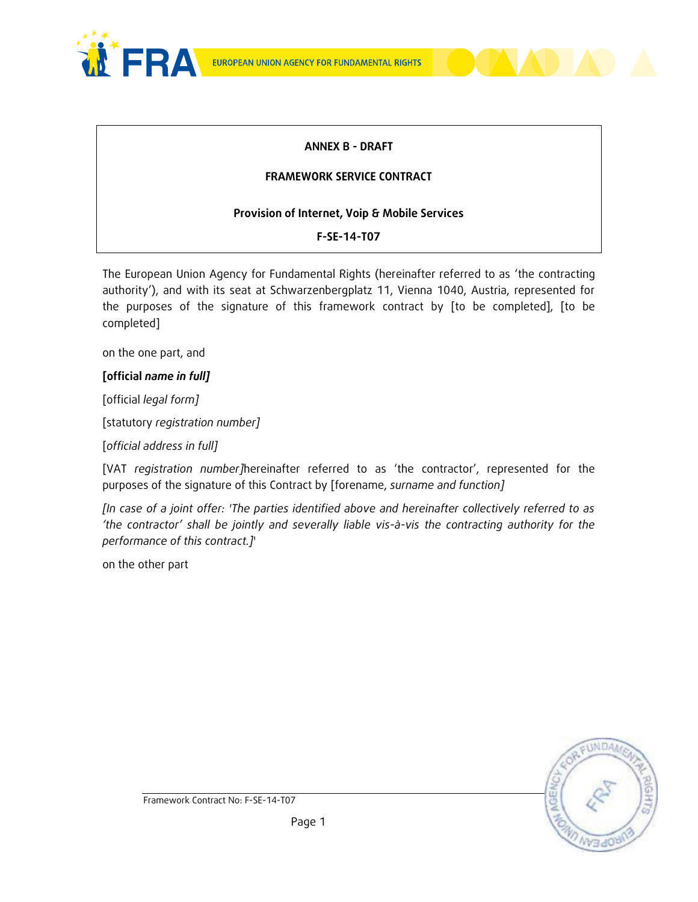**ANNEX B - DRAFT**

**FRAMEWORK SERVICE CONTRACT**

**Provision of Internet, Voip & Mobile Services**

**F-SE-14-T07**

The European Union Agency for Fundamental Rights (hereinafter referred to as 'the contracting authority'), and with its seat at Schwarzenbergplatz 11, Vienna 1040, Austria, represented for the purposes of the signature of this framework contract by [to be completed], [to be completed]

on the one part, and

**[official *name in full*]**

[official *legal form]*

[statutory *registration number]*

[*official address in full]*

[VAT *registration number]*hereinafter referred to as 'the contractor', represented for the purposes of the signature of this Contract by [forename, *surname and function]*

*[In case of a joint offer: 'The parties identified above and hereinafter collectively referred to as 'the contractor' shall be jointly and severally liable vis-à-vis the contracting authority for the performance of this contract.]*'

on the other part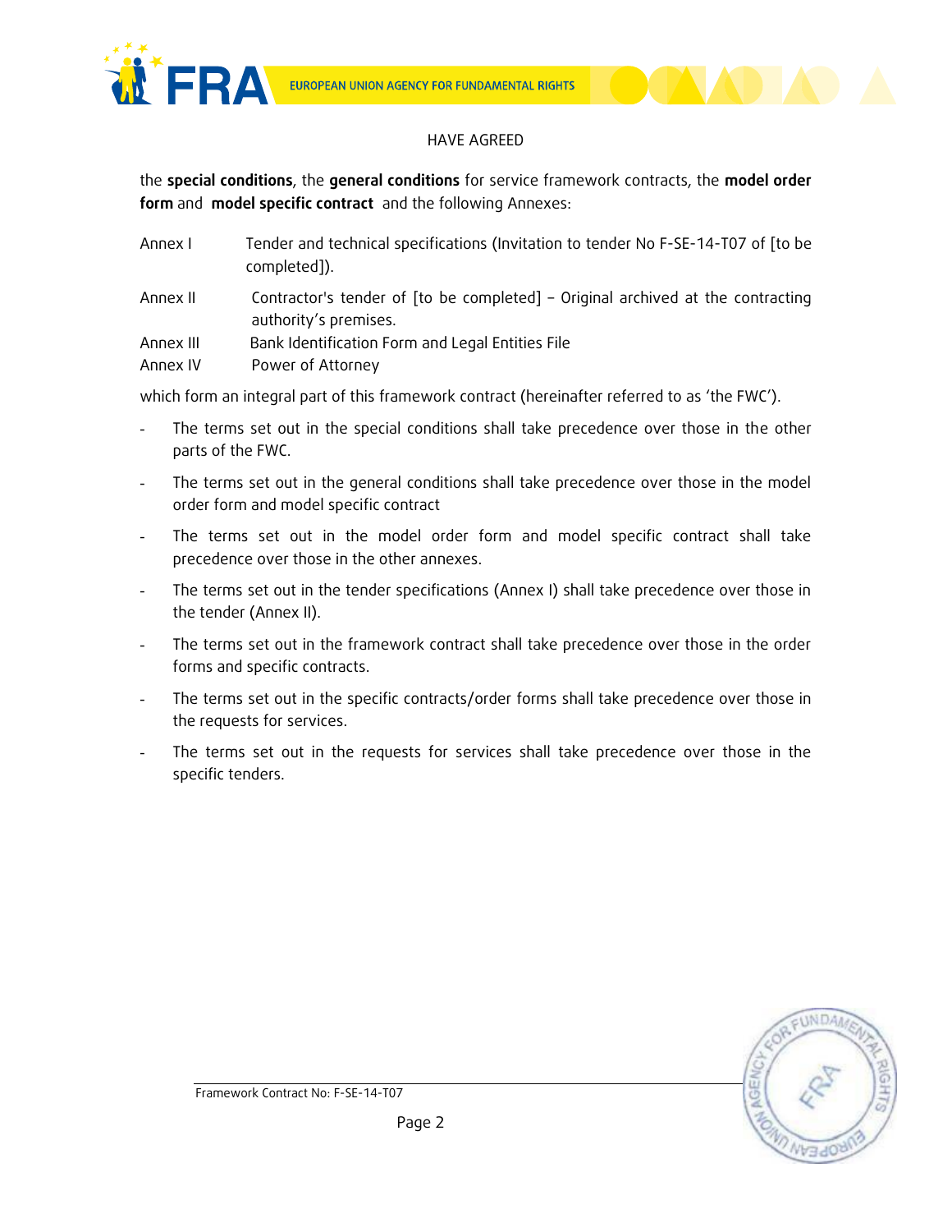HAVE AGREED

the **special conditions**, the **general conditions** for service framework contracts, the **model order form** and **model specific contract** and the following Annexes:

| | |
|---|---|
| Annex I | Tender and technical specifications (Invitation to tender No F-SE-14-T07 of [to be completed]). |
| Annex II | Contractor's tender of [to be completed] – Original archived at the contracting authority's premises. |
| Annex III | Bank Identification Form and Legal Entities File |
| Annex IV | Power of Attorney |

which form an integral part of this framework contract (hereinafter referred to as 'the FWC').

- The terms set out in the special conditions shall take precedence over those in the other parts of the FWC.
- The terms set out in the general conditions shall take precedence over those in the model order form and model specific contract
- The terms set out in the model order form and model specific contract shall take precedence over those in the other annexes.
- The terms set out in the tender specifications (Annex I) shall take precedence over those in the tender (Annex II).
- The terms set out in the framework contract shall take precedence over those in the order forms and specific contracts.
- The terms set out in the specific contracts/order forms shall take precedence over those in the requests for services.
- The terms set out in the requests for services shall take precedence over those in the specific tenders.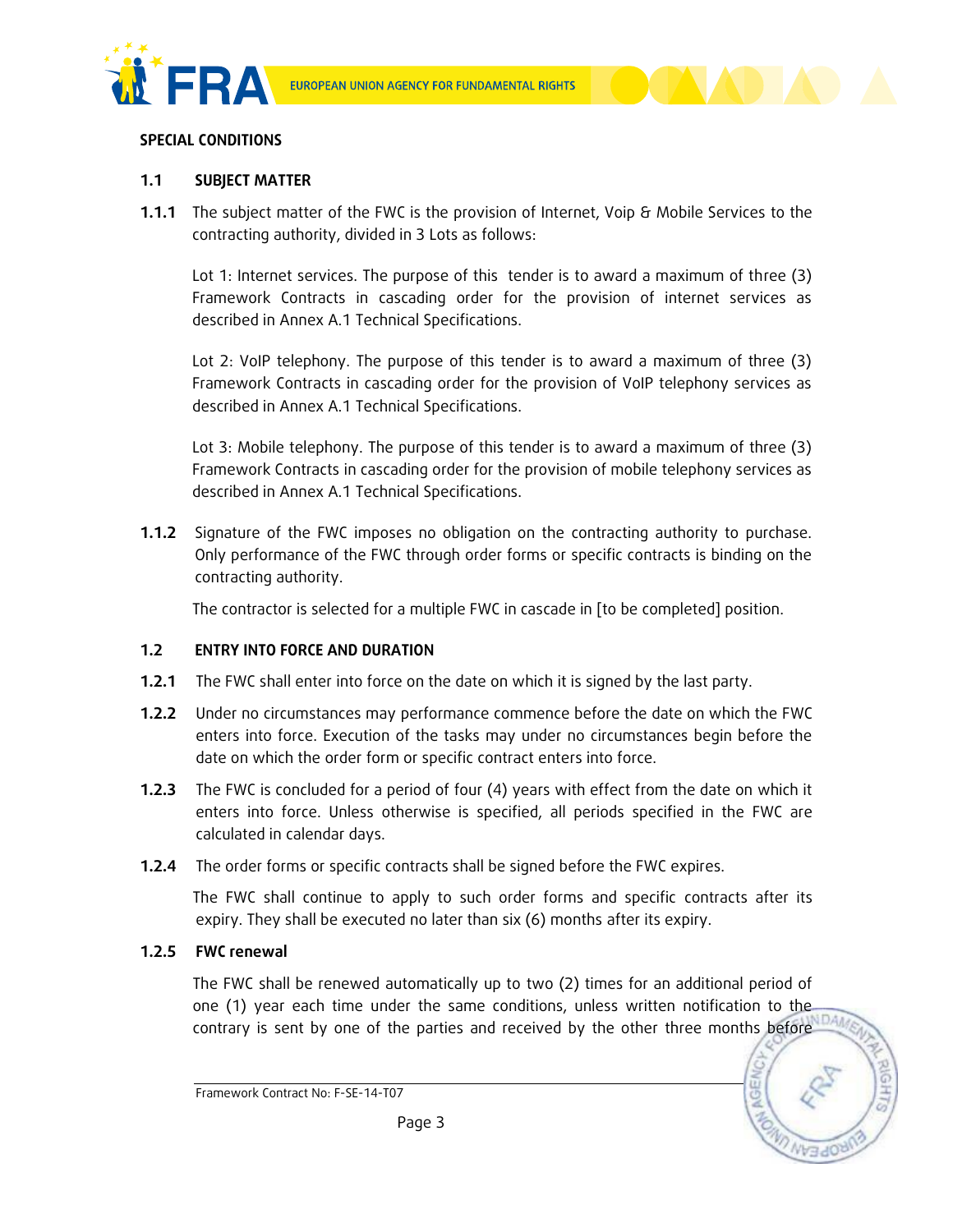**SPECIAL CONDITIONS**

**1.1 SUBJECT MATTER**

**1.1.1** The subject matter of the FWC is the provision of Internet, Voip & Mobile Services to the contracting authority, divided in 3 Lots as follows:

Lot 1: Internet services. The purpose of this tender is to award a maximum of three (3) Framework Contracts in cascading order for the provision of internet services as described in Annex A.1 Technical Specifications.

Lot 2: VoIP telephony. The purpose of this tender is to award a maximum of three (3) Framework Contracts in cascading order for the provision of VoIP telephony services as described in Annex A.1 Technical Specifications.

Lot 3: Mobile telephony. The purpose of this tender is to award a maximum of three (3) Framework Contracts in cascading order for the provision of mobile telephony services as described in Annex A.1 Technical Specifications.

**1.1.2** Signature of the FWC imposes no obligation on the contracting authority to purchase. Only performance of the FWC through order forms or specific contracts is binding on the contracting authority.

The contractor is selected for a multiple FWC in cascade in [to be completed] position.

**1.2 ENTRY INTO FORCE AND DURATION**

**1.2.1** The FWC shall enter into force on the date on which it is signed by the last party.

**1.2.2** Under no circumstances may performance commence before the date on which the FWC enters into force. Execution of the tasks may under no circumstances begin before the date on which the order form or specific contract enters into force.

**1.2.3** The FWC is concluded for a period of four (4) years with effect from the date on which it enters into force. Unless otherwise is specified, all periods specified in the FWC are calculated in calendar days.

**1.2.4** The order forms or specific contracts shall be signed before the FWC expires.

The FWC shall continue to apply to such order forms and specific contracts after its expiry. They shall be executed no later than six (6) months after its expiry.

**1.2.5 FWC renewal**

The FWC shall be renewed automatically up to two (2) times for an additional period of one (1) year each time under the same conditions, unless written notification to the contrary is sent by one of the parties and received by the other three months before

Framework Contract No: F-SE-14-T07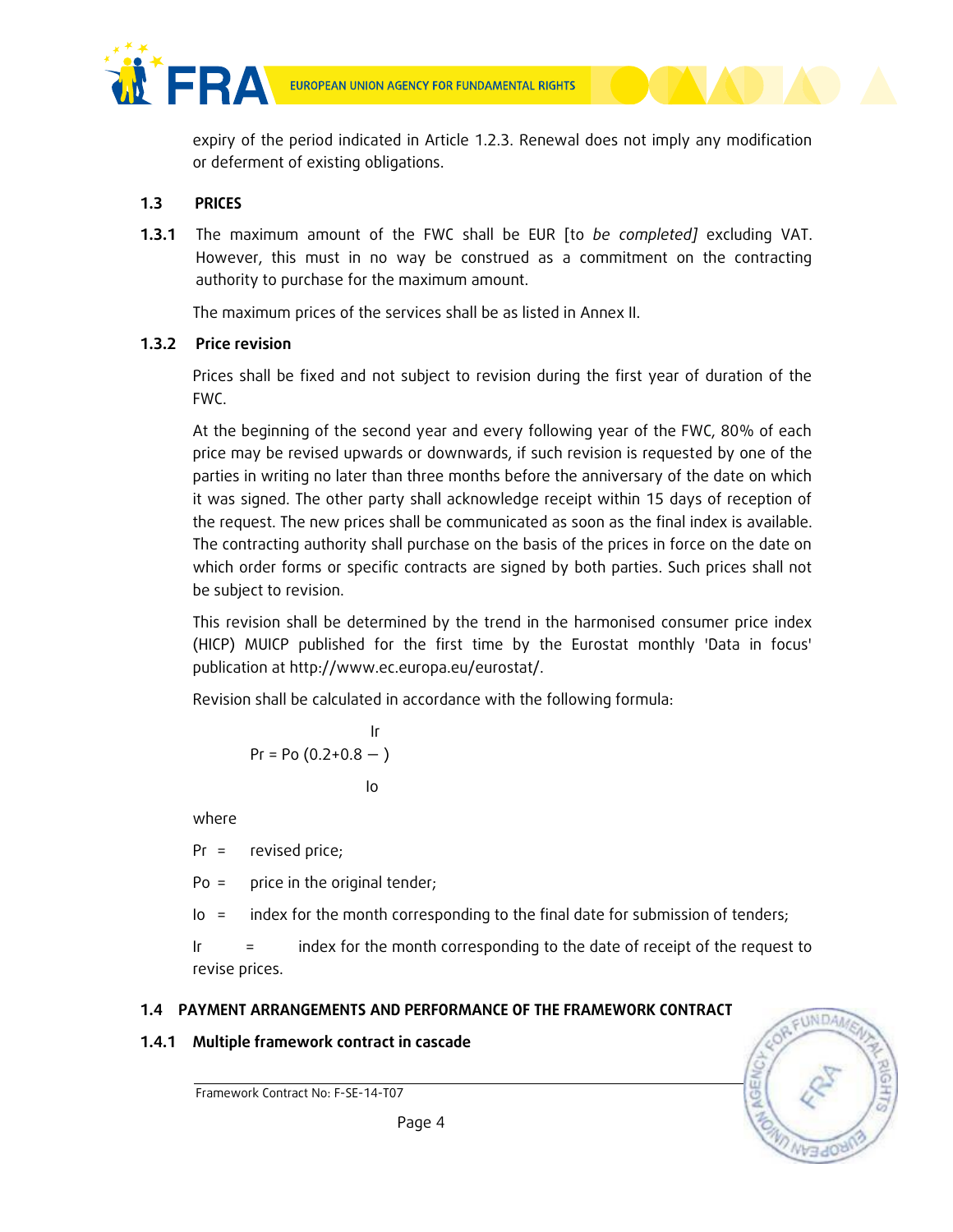expiry of the period indicated in Article 1.2.3. Renewal does not imply any modification or deferment of existing obligations.

## 1.3 PRICES

**1.3.1** The maximum amount of the FWC shall be EUR [to *be completed]* excluding VAT. However, this must in no way be construed as a commitment on the contracting authority to purchase for the maximum amount.

The maximum prices of the services shall be as listed in Annex II.

### 1.3.2 Price revision

Prices shall be fixed and not subject to revision during the first year of duration of the FWC.

At the beginning of the second year and every following year of the FWC, 80% of each price may be revised upwards or downwards, if such revision is requested by one of the parties in writing no later than three months before the anniversary of the date on which it was signed. The other party shall acknowledge receipt within 15 days of reception of the request. The new prices shall be communicated as soon as the final index is available. The contracting authority shall purchase on the basis of the prices in force on the date on which order forms or specific contracts are signed by both parties. Such prices shall not be subject to revision.

This revision shall be determined by the trend in the harmonised consumer price index (HICP) MUICP published for the first time by the Eurostat monthly 'Data in focus' publication at http://www.ec.europa.eu/eurostat/.

Revision shall be calculated in accordance with the following formula:

$$Pr = Po\left(0.2 + 0.8\,\frac{Ir}{Io}\right)$$

where

Pr = revised price;

Po = price in the original tender;

Io = index for the month corresponding to the final date for submission of tenders;

Ir = index for the month corresponding to the date of receipt of the request to revise prices.

## 1.4 PAYMENT ARRANGEMENTS AND PERFORMANCE OF THE FRAMEWORK CONTRACT

### 1.4.1 Multiple framework contract in cascade

Framework Contract No: F-SE-14-T07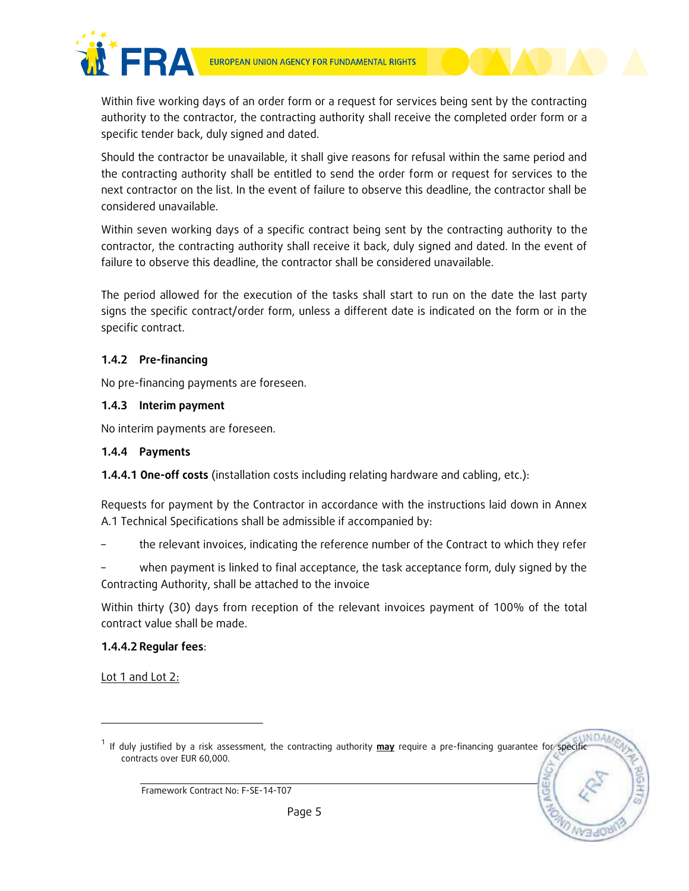Within five working days of an order form or a request for services being sent by the contracting authority to the contractor, the contracting authority shall receive the completed order form or a specific tender back, duly signed and dated.

Should the contractor be unavailable, it shall give reasons for refusal within the same period and the contracting authority shall be entitled to send the order form or request for services to the next contractor on the list. In the event of failure to observe this deadline, the contractor shall be considered unavailable.

Within seven working days of a specific contract being sent by the contracting authority to the contractor, the contracting authority shall receive it back, duly signed and dated. In the event of failure to observe this deadline, the contractor shall be considered unavailable.

The period allowed for the execution of the tasks shall start to run on the date the last party signs the specific contract/order form, unless a different date is indicated on the form or in the specific contract.

### 1.4.2 Pre-financing

No pre-financing payments are foreseen.

### 1.4.3 Interim payment

No interim payments are foreseen.

### 1.4.4 Payments

**1.4.4.1 One-off costs** (installation costs including relating hardware and cabling, etc.):

Requests for payment by the Contractor in accordance with the instructions laid down in Annex A.1 Technical Specifications shall be admissible if accompanied by:

- the relevant invoices, indicating the reference number of the Contract to which they refer
- when payment is linked to final acceptance, the task acceptance form, duly signed by the Contracting Authority, shall be attached to the invoice

Within thirty (30) days from reception of the relevant invoices payment of 100% of the total contract value shall be made.

**1.4.4.2 Regular fees**:

Lot 1 and Lot 2:

---

[1] If duly justified by a risk assessment, the contracting authority **may** require a pre-financing guarantee for specific contracts over EUR 60,000.

Framework Contract No: F-SE-14-T07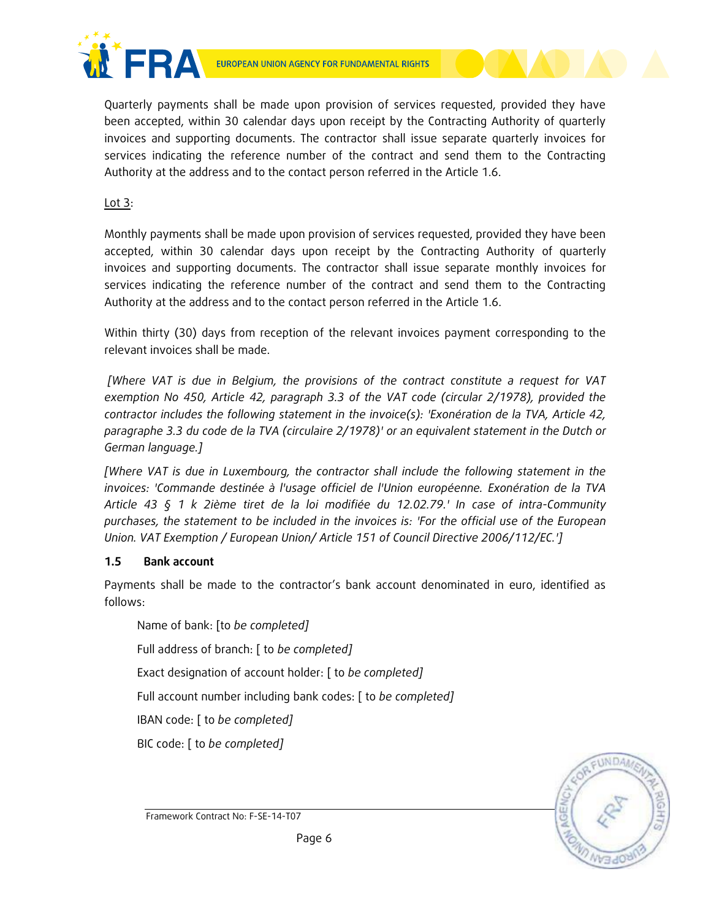Quarterly payments shall be made upon provision of services requested, provided they have been accepted, within 30 calendar days upon receipt by the Contracting Authority of quarterly invoices and supporting documents. The contractor shall issue separate quarterly invoices for services indicating the reference number of the contract and send them to the Contracting Authority at the address and to the contact person referred in the Article 1.6.

<u>Lot 3</u>:

Monthly payments shall be made upon provision of services requested, provided they have been accepted, within 30 calendar days upon receipt by the Contracting Authority of quarterly invoices and supporting documents. The contractor shall issue separate monthly invoices for services indicating the reference number of the contract and send them to the Contracting Authority at the address and to the contact person referred in the Article 1.6.

Within thirty (30) days from reception of the relevant invoices payment corresponding to the relevant invoices shall be made.

*[Where VAT is due in Belgium, the provisions of the contract constitute a request for VAT exemption No 450, Article 42, paragraph 3.3 of the VAT code (circular 2/1978), provided the contractor includes the following statement in the invoice(s): 'Exonération de la TVA, Article 42, paragraphe 3.3 du code de la TVA (circulaire 2/1978)' or an equivalent statement in the Dutch or German language.]*

*[Where VAT is due in Luxembourg, the contractor shall include the following statement in the invoices: 'Commande destinée à l'usage officiel de l'Union européenne. Exonération de la TVA Article 43 § 1 k 2ième tiret de la loi modifiée du 12.02.79.' In case of intra-Community purchases, the statement to be included in the invoices is: 'For the official use of the European Union. VAT Exemption / European Union/ Article 151 of Council Directive 2006/112/EC.']*

### 1.5 Bank account

Payments shall be made to the contractor's bank account denominated in euro, identified as follows:

Name of bank: [to *be completed]*

Full address of branch: [ to *be completed]*

Exact designation of account holder: [ to *be completed]*

Full account number including bank codes: [ to *be completed]*

IBAN code: [ to *be completed]*

BIC code: [ to *be completed]*

Framework Contract No: F-SE-14-T07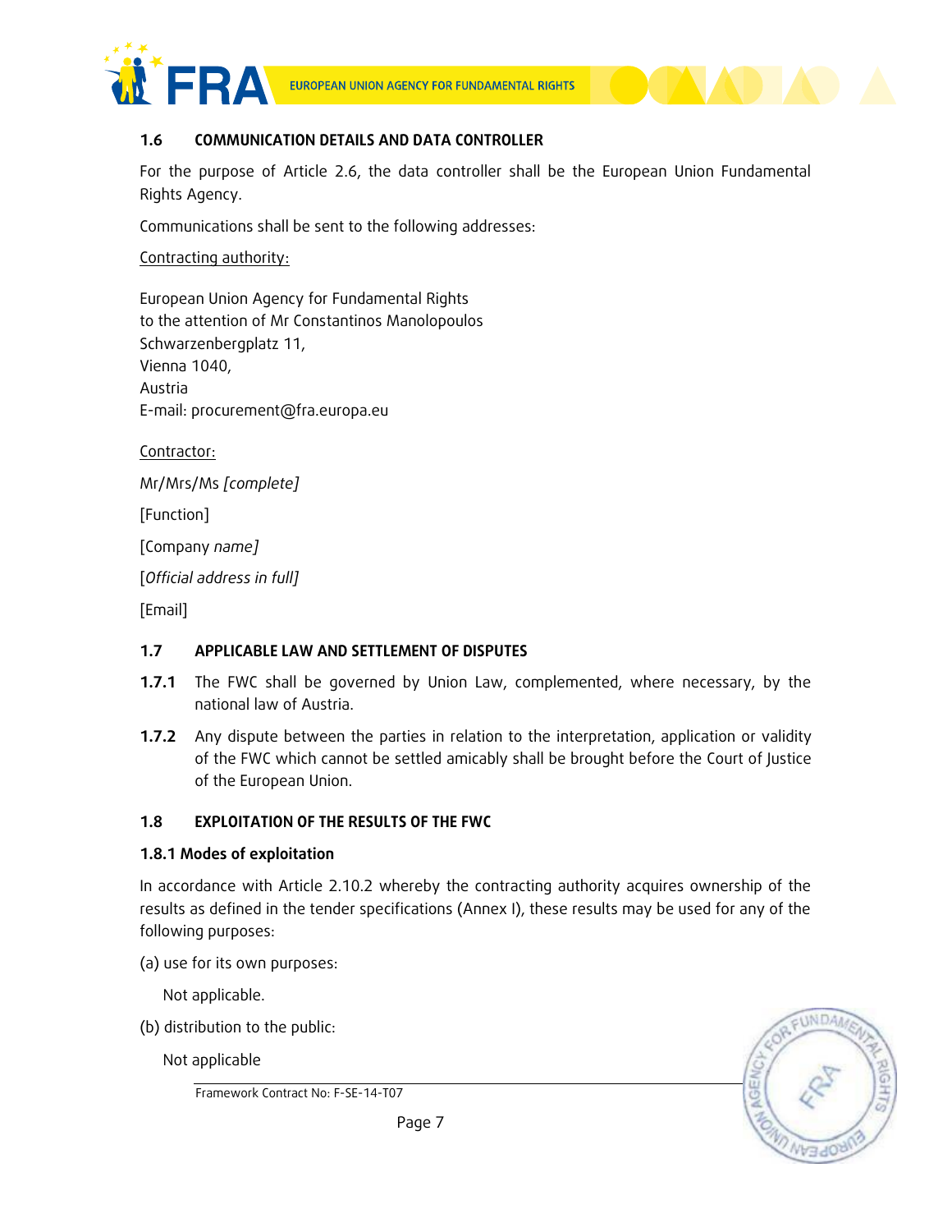### 1.6 COMMUNICATION DETAILS AND DATA CONTROLLER

For the purpose of Article 2.6, the data controller shall be the European Union Fundamental Rights Agency.

Communications shall be sent to the following addresses:

Contracting authority:

European Union Agency for Fundamental Rights
to the attention of Mr Constantinos Manolopoulos
Schwarzenbergplatz 11,
Vienna 1040,
Austria
E-mail: procurement@fra.europa.eu

Contractor:

Mr/Mrs/Ms *[complete]*

[Function]

[Company *name]*

[*Official address in full]*

[Email]

### 1.7 APPLICABLE LAW AND SETTLEMENT OF DISPUTES

**1.7.1** The FWC shall be governed by Union Law, complemented, where necessary, by the national law of Austria.

**1.7.2** Any dispute between the parties in relation to the interpretation, application or validity of the FWC which cannot be settled amicably shall be brought before the Court of Justice of the European Union.

### 1.8 EXPLOITATION OF THE RESULTS OF THE FWC

#### 1.8.1 Modes of exploitation

In accordance with Article 2.10.2 whereby the contracting authority acquires ownership of the results as defined in the tender specifications (Annex I), these results may be used for any of the following purposes:

(a) use for its own purposes:

Not applicable.

(b) distribution to the public:

Not applicable

Framework Contract No: F-SE-14-T07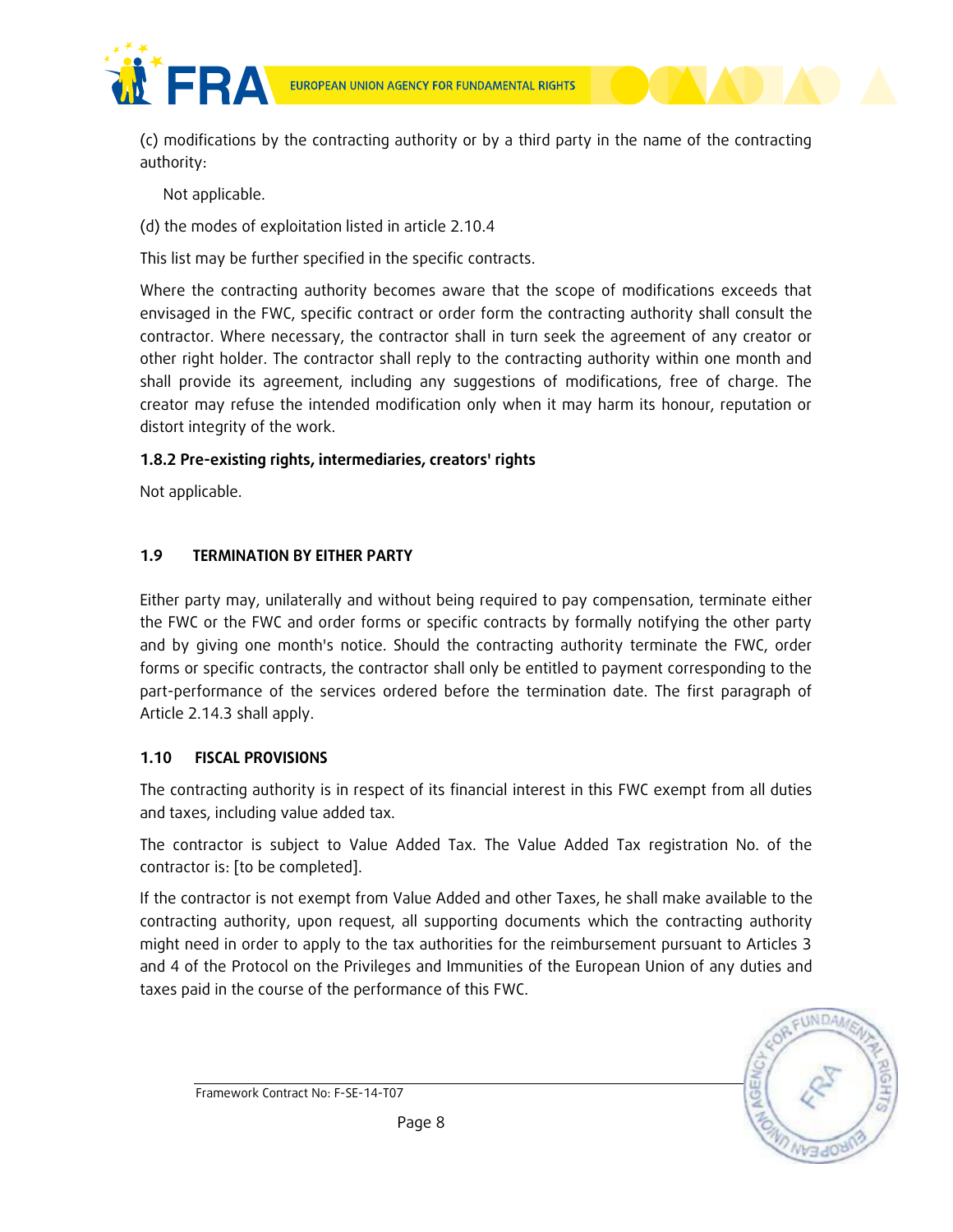(c) modifications by the contracting authority or by a third party in the name of the contracting authority:

Not applicable.

(d) the modes of exploitation listed in article 2.10.4

This list may be further specified in the specific contracts.

Where the contracting authority becomes aware that the scope of modifications exceeds that envisaged in the FWC, specific contract or order form the contracting authority shall consult the contractor. Where necessary, the contractor shall in turn seek the agreement of any creator or other right holder. The contractor shall reply to the contracting authority within one month and shall provide its agreement, including any suggestions of modifications, free of charge. The creator may refuse the intended modification only when it may harm its honour, reputation or distort integrity of the work.

**1.8.2 Pre-existing rights, intermediaries, creators' rights**

Not applicable.

## 1.9 TERMINATION BY EITHER PARTY

Either party may, unilaterally and without being required to pay compensation, terminate either the FWC or the FWC and order forms or specific contracts by formally notifying the other party and by giving one month's notice. Should the contracting authority terminate the FWC, order forms or specific contracts, the contractor shall only be entitled to payment corresponding to the part-performance of the services ordered before the termination date. The first paragraph of Article 2.14.3 shall apply.

## 1.10 FISCAL PROVISIONS

The contracting authority is in respect of its financial interest in this FWC exempt from all duties and taxes, including value added tax.

The contractor is subject to Value Added Tax. The Value Added Tax registration No. of the contractor is: [to be completed].

If the contractor is not exempt from Value Added and other Taxes, he shall make available to the contracting authority, upon request, all supporting documents which the contracting authority might need in order to apply to the tax authorities for the reimbursement pursuant to Articles 3 and 4 of the Protocol on the Privileges and Immunities of the European Union of any duties and taxes paid in the course of the performance of this FWC.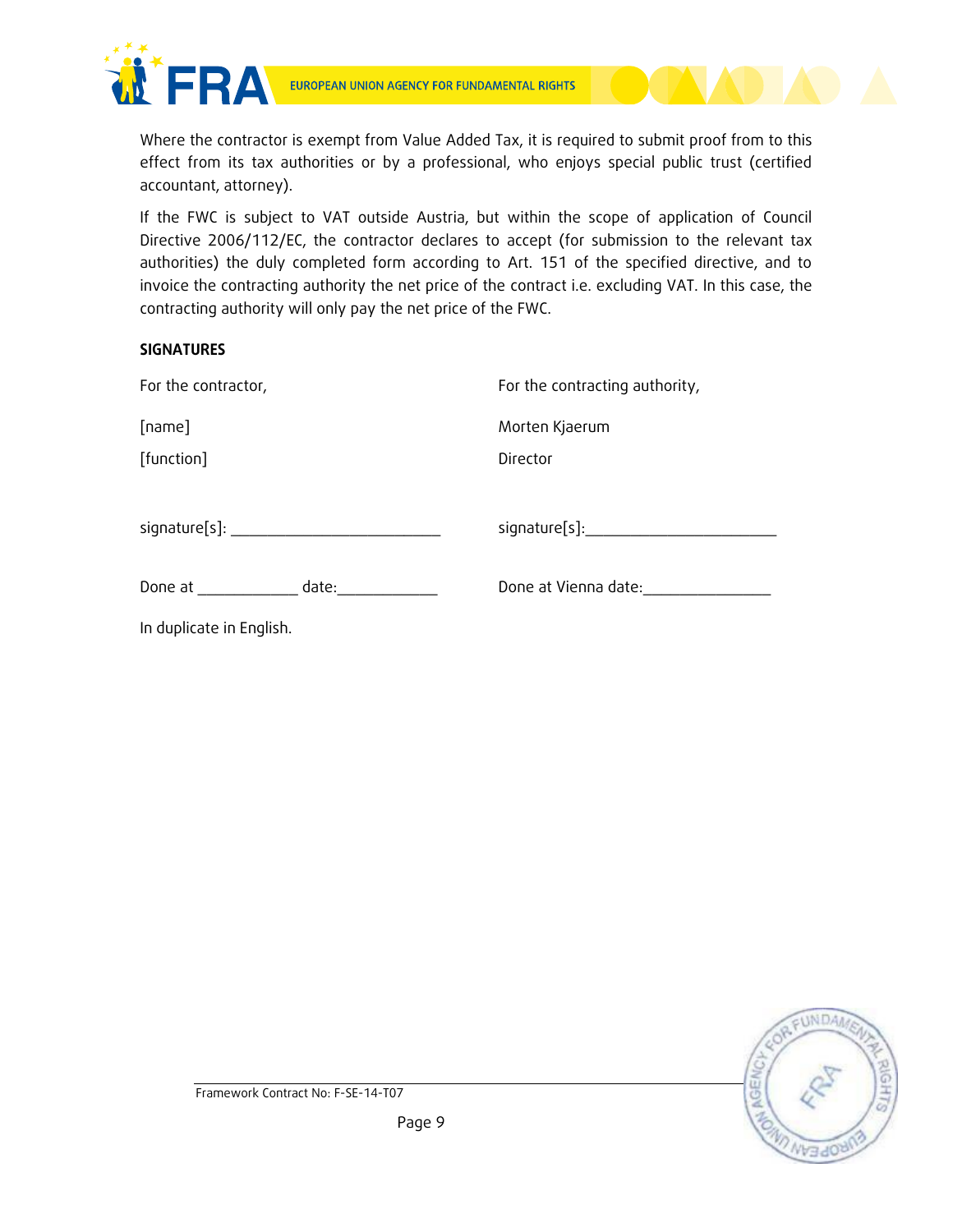Where the contractor is exempt from Value Added Tax, it is required to submit proof from to this effect from its tax authorities or by a professional, who enjoys special public trust (certified accountant, attorney).

If the FWC is subject to VAT outside Austria, but within the scope of application of Council Directive 2006/112/EC, the contractor declares to accept (for submission to the relevant tax authorities) the duly completed form according to Art. 151 of the specified directive, and to invoice the contracting authority the net price of the contract i.e. excluding VAT. In this case, the contracting authority will only pay the net price of the FWC.

**SIGNATURES**

| For the contractor, | For the contracting authority, |
|---|---|
| [name] | Morten Kjaerum |
| [function] | Director |
| signature[s]: _______________________ | signature[s]:_____________________ |
| Done at ___________ date:___________ | Done at Vienna date:______________ |

In duplicate in English.

Framework Contract No: F-SE-14-T07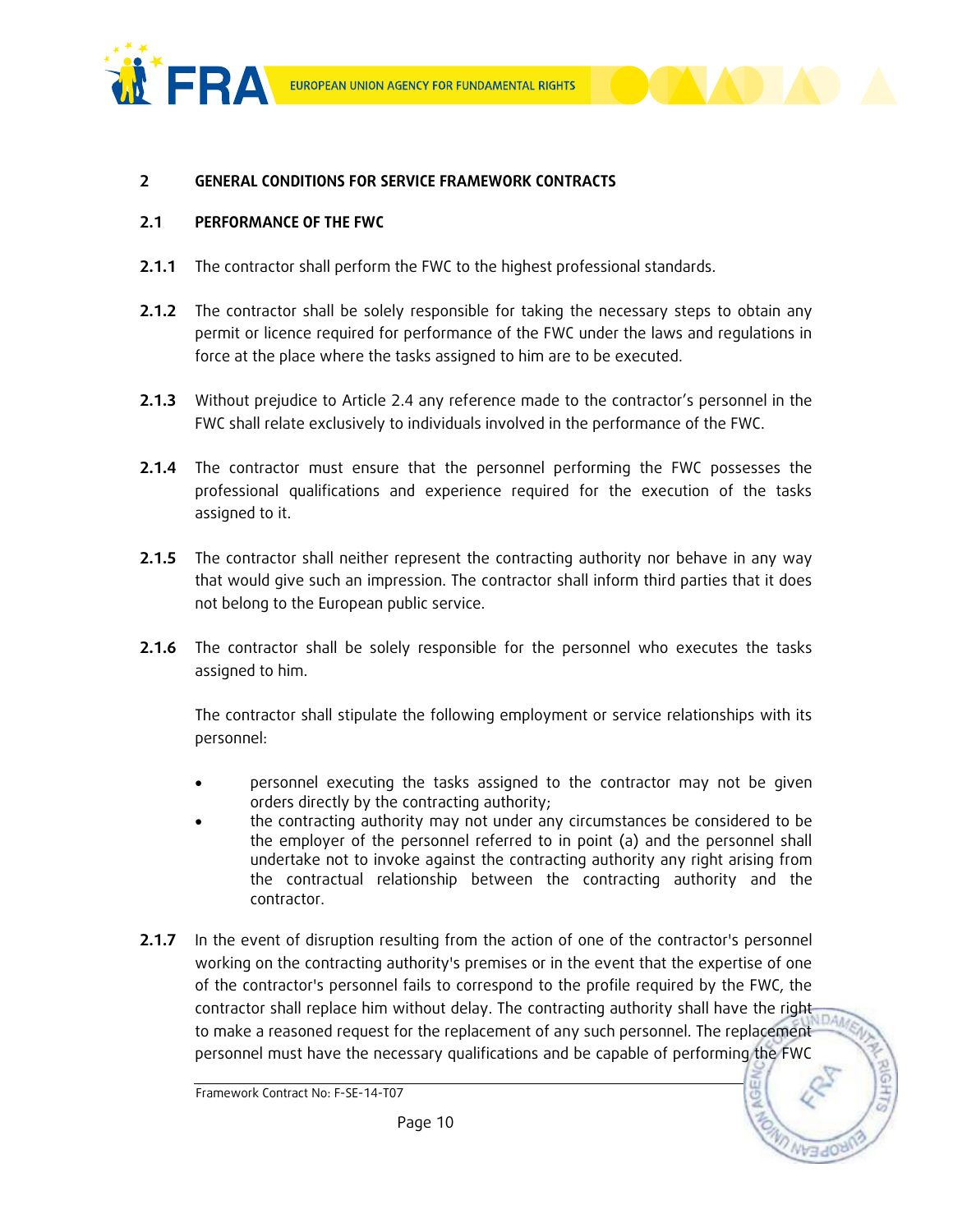## 2 GENERAL CONDITIONS FOR SERVICE FRAMEWORK CONTRACTS

### 2.1 PERFORMANCE OF THE FWC

**2.1.1** The contractor shall perform the FWC to the highest professional standards.

**2.1.2** The contractor shall be solely responsible for taking the necessary steps to obtain any permit or licence required for performance of the FWC under the laws and regulations in force at the place where the tasks assigned to him are to be executed.

**2.1.3** Without prejudice to Article 2.4 any reference made to the contractor's personnel in the FWC shall relate exclusively to individuals involved in the performance of the FWC.

**2.1.4** The contractor must ensure that the personnel performing the FWC possesses the professional qualifications and experience required for the execution of the tasks assigned to it.

**2.1.5** The contractor shall neither represent the contracting authority nor behave in any way that would give such an impression. The contractor shall inform third parties that it does not belong to the European public service.

**2.1.6** The contractor shall be solely responsible for the personnel who executes the tasks assigned to him.

The contractor shall stipulate the following employment or service relationships with its personnel:

- personnel executing the tasks assigned to the contractor may not be given orders directly by the contracting authority;
- the contracting authority may not under any circumstances be considered to be the employer of the personnel referred to in point (a) and the personnel shall undertake not to invoke against the contracting authority any right arising from the contractual relationship between the contracting authority and the contractor.

**2.1.7** In the event of disruption resulting from the action of one of the contractor's personnel working on the contracting authority's premises or in the event that the expertise of one of the contractor's personnel fails to correspond to the profile required by the FWC, the contractor shall replace him without delay. The contracting authority shall have the right to make a reasoned request for the replacement of any such personnel. The replacement personnel must have the necessary qualifications and be capable of performing the FWC

Framework Contract No: F-SE-14-T07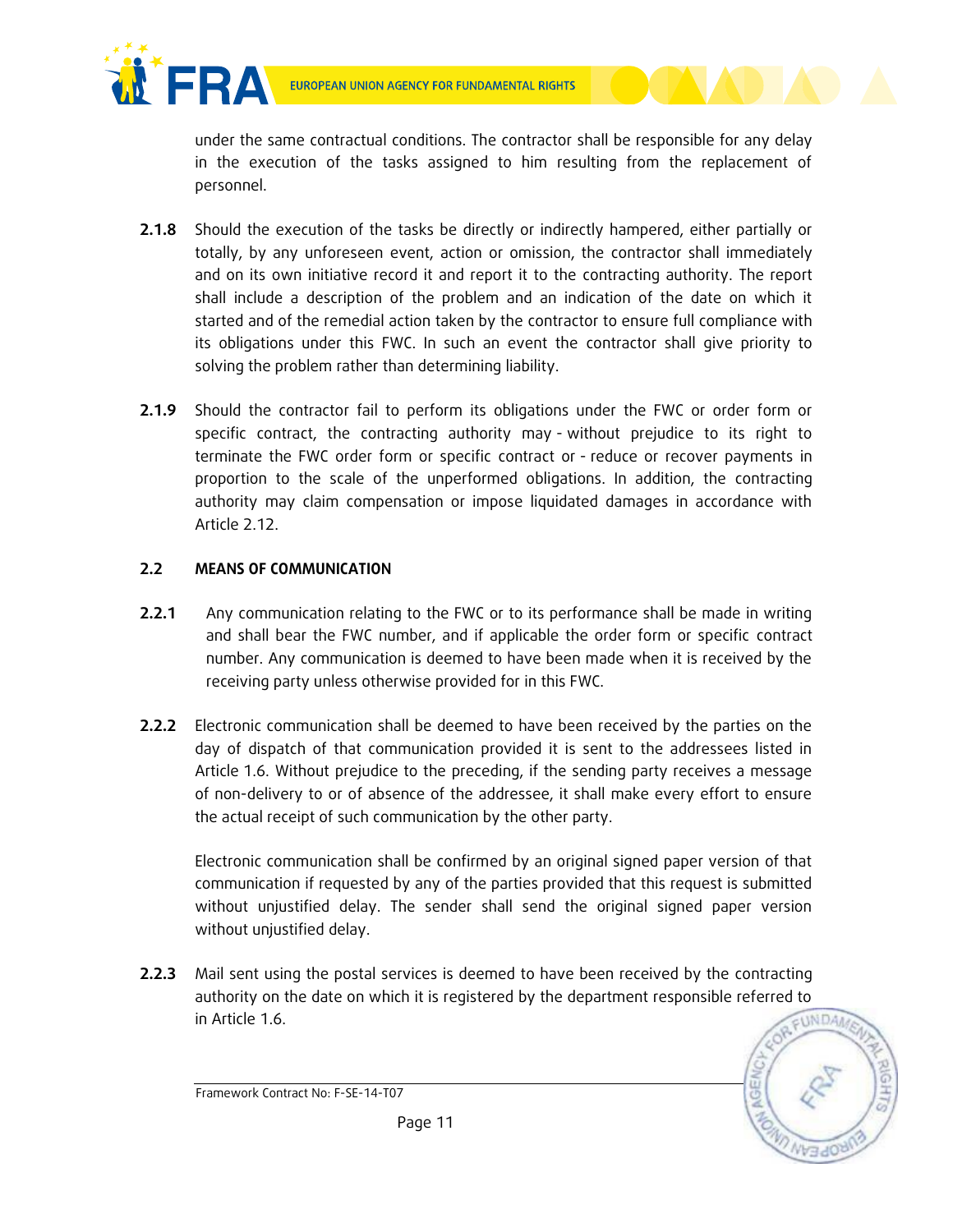under the same contractual conditions. The contractor shall be responsible for any delay in the execution of the tasks assigned to him resulting from the replacement of personnel.

**2.1.8** Should the execution of the tasks be directly or indirectly hampered, either partially or totally, by any unforeseen event, action or omission, the contractor shall immediately and on its own initiative record it and report it to the contracting authority. The report shall include a description of the problem and an indication of the date on which it started and of the remedial action taken by the contractor to ensure full compliance with its obligations under this FWC. In such an event the contractor shall give priority to solving the problem rather than determining liability.

**2.1.9** Should the contractor fail to perform its obligations under the FWC or order form or specific contract, the contracting authority may - without prejudice to its right to terminate the FWC order form or specific contract or - reduce or recover payments in proportion to the scale of the unperformed obligations. In addition, the contracting authority may claim compensation or impose liquidated damages in accordance with Article 2.12.

### 2.2 MEANS OF COMMUNICATION

**2.2.1** Any communication relating to the FWC or to its performance shall be made in writing and shall bear the FWC number, and if applicable the order form or specific contract number. Any communication is deemed to have been made when it is received by the receiving party unless otherwise provided for in this FWC.

**2.2.2** Electronic communication shall be deemed to have been received by the parties on the day of dispatch of that communication provided it is sent to the addressees listed in Article 1.6. Without prejudice to the preceding, if the sending party receives a message of non-delivery to or of absence of the addressee, it shall make every effort to ensure the actual receipt of such communication by the other party.

Electronic communication shall be confirmed by an original signed paper version of that communication if requested by any of the parties provided that this request is submitted without unjustified delay. The sender shall send the original signed paper version without unjustified delay.

**2.2.3** Mail sent using the postal services is deemed to have been received by the contracting authority on the date on which it is registered by the department responsible referred to in Article 1.6.

Framework Contract No: F-SE-14-T07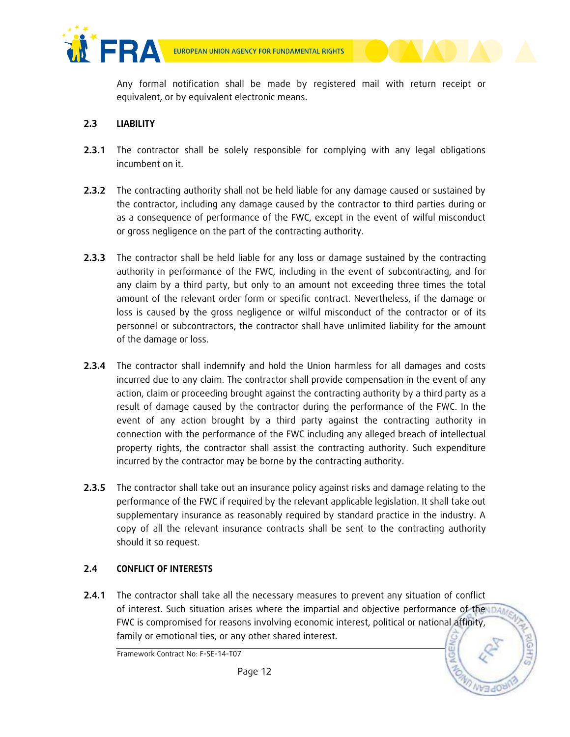Any formal notification shall be made by registered mail with return receipt or equivalent, or by equivalent electronic means.

## 2.3 LIABILITY

**2.3.1** The contractor shall be solely responsible for complying with any legal obligations incumbent on it.

**2.3.2** The contracting authority shall not be held liable for any damage caused or sustained by the contractor, including any damage caused by the contractor to third parties during or as a consequence of performance of the FWC, except in the event of wilful misconduct or gross negligence on the part of the contracting authority.

**2.3.3** The contractor shall be held liable for any loss or damage sustained by the contracting authority in performance of the FWC, including in the event of subcontracting, and for any claim by a third party, but only to an amount not exceeding three times the total amount of the relevant order form or specific contract. Nevertheless, if the damage or loss is caused by the gross negligence or wilful misconduct of the contractor or of its personnel or subcontractors, the contractor shall have unlimited liability for the amount of the damage or loss.

**2.3.4** The contractor shall indemnify and hold the Union harmless for all damages and costs incurred due to any claim. The contractor shall provide compensation in the event of any action, claim or proceeding brought against the contracting authority by a third party as a result of damage caused by the contractor during the performance of the FWC. In the event of any action brought by a third party against the contracting authority in connection with the performance of the FWC including any alleged breach of intellectual property rights, the contractor shall assist the contracting authority. Such expenditure incurred by the contractor may be borne by the contracting authority.

**2.3.5** The contractor shall take out an insurance policy against risks and damage relating to the performance of the FWC if required by the relevant applicable legislation. It shall take out supplementary insurance as reasonably required by standard practice in the industry. A copy of all the relevant insurance contracts shall be sent to the contracting authority should it so request.

## 2.4 CONFLICT OF INTERESTS

**2.4.1** The contractor shall take all the necessary measures to prevent any situation of conflict of interest. Such situation arises where the impartial and objective performance of the FWC is compromised for reasons involving economic interest, political or national affinity, family or emotional ties, or any other shared interest.

Framework Contract No: F-SE-14-T07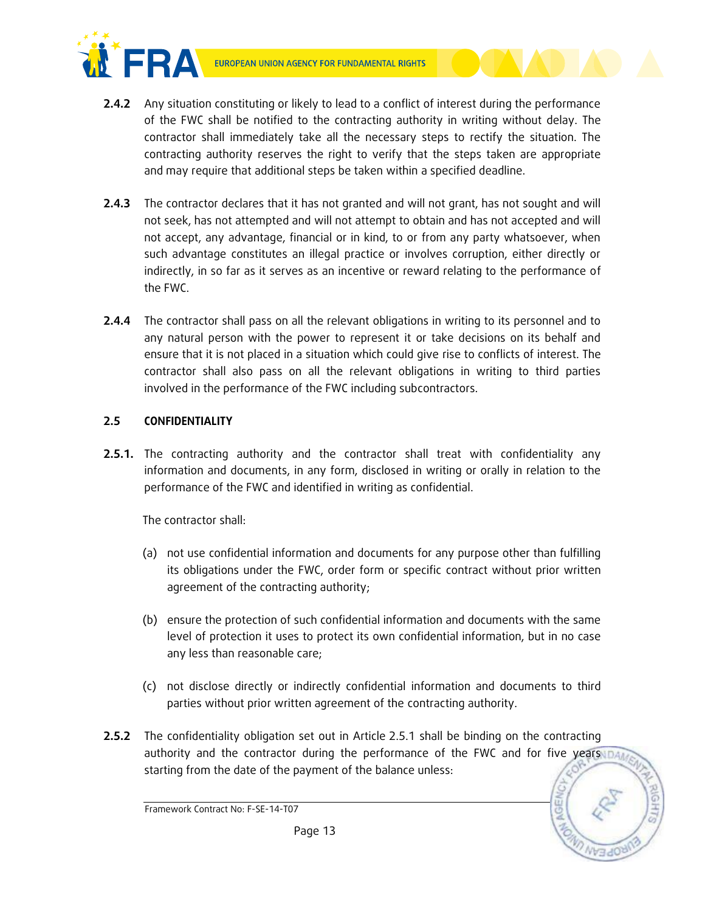**2.4.2** Any situation constituting or likely to lead to a conflict of interest during the performance of the FWC shall be notified to the contracting authority in writing without delay. The contractor shall immediately take all the necessary steps to rectify the situation. The contracting authority reserves the right to verify that the steps taken are appropriate and may require that additional steps be taken within a specified deadline.

**2.4.3** The contractor declares that it has not granted and will not grant, has not sought and will not seek, has not attempted and will not attempt to obtain and has not accepted and will not accept, any advantage, financial or in kind, to or from any party whatsoever, when such advantage constitutes an illegal practice or involves corruption, either directly or indirectly, in so far as it serves as an incentive or reward relating to the performance of the FWC.

**2.4.4** The contractor shall pass on all the relevant obligations in writing to its personnel and to any natural person with the power to represent it or take decisions on its behalf and ensure that it is not placed in a situation which could give rise to conflicts of interest. The contractor shall also pass on all the relevant obligations in writing to third parties involved in the performance of the FWC including subcontractors.

### 2.5 CONFIDENTIALITY

**2.5.1.** The contracting authority and the contractor shall treat with confidentiality any information and documents, in any form, disclosed in writing or orally in relation to the performance of the FWC and identified in writing as confidential.

The contractor shall:

(a) not use confidential information and documents for any purpose other than fulfilling its obligations under the FWC, order form or specific contract without prior written agreement of the contracting authority;

(b) ensure the protection of such confidential information and documents with the same level of protection it uses to protect its own confidential information, but in no case any less than reasonable care;

(c) not disclose directly or indirectly confidential information and documents to third parties without prior written agreement of the contracting authority.

**2.5.2** The confidentiality obligation set out in Article 2.5.1 shall be binding on the contracting authority and the contractor during the performance of the FWC and for five years starting from the date of the payment of the balance unless: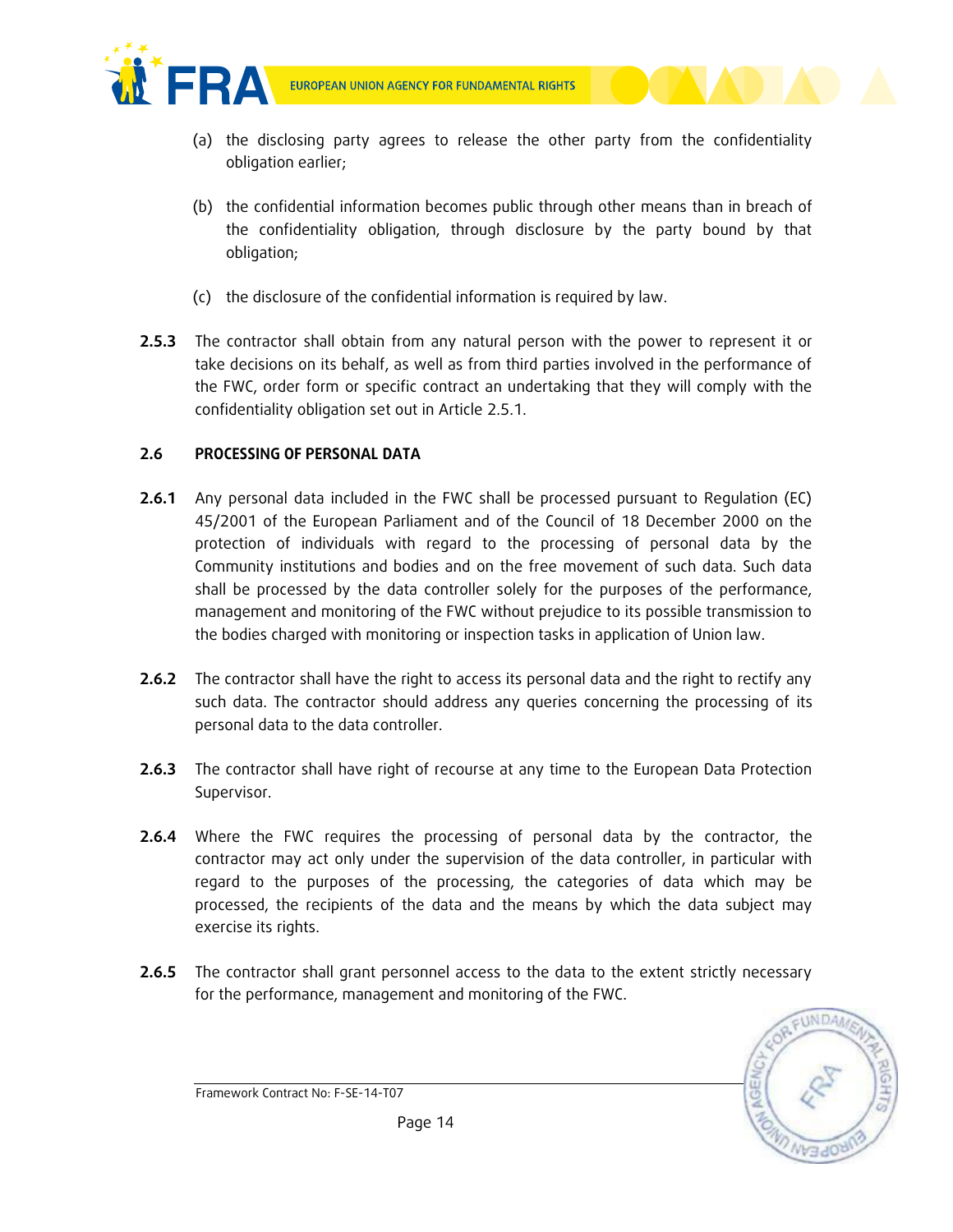(a) the disclosing party agrees to release the other party from the confidentiality obligation earlier;

(b) the confidential information becomes public through other means than in breach of the confidentiality obligation, through disclosure by the party bound by that obligation;

(c) the disclosure of the confidential information is required by law.

**2.5.3** The contractor shall obtain from any natural person with the power to represent it or take decisions on its behalf, as well as from third parties involved in the performance of the FWC, order form or specific contract an undertaking that they will comply with the confidentiality obligation set out in Article 2.5.1.

### 2.6 PROCESSING OF PERSONAL DATA

**2.6.1** Any personal data included in the FWC shall be processed pursuant to Regulation (EC) 45/2001 of the European Parliament and of the Council of 18 December 2000 on the protection of individuals with regard to the processing of personal data by the Community institutions and bodies and on the free movement of such data. Such data shall be processed by the data controller solely for the purposes of the performance, management and monitoring of the FWC without prejudice to its possible transmission to the bodies charged with monitoring or inspection tasks in application of Union law.

**2.6.2** The contractor shall have the right to access its personal data and the right to rectify any such data. The contractor should address any queries concerning the processing of its personal data to the data controller.

**2.6.3** The contractor shall have right of recourse at any time to the European Data Protection Supervisor.

**2.6.4** Where the FWC requires the processing of personal data by the contractor, the contractor may act only under the supervision of the data controller, in particular with regard to the purposes of the processing, the categories of data which may be processed, the recipients of the data and the means by which the data subject may exercise its rights.

**2.6.5** The contractor shall grant personnel access to the data to the extent strictly necessary for the performance, management and monitoring of the FWC.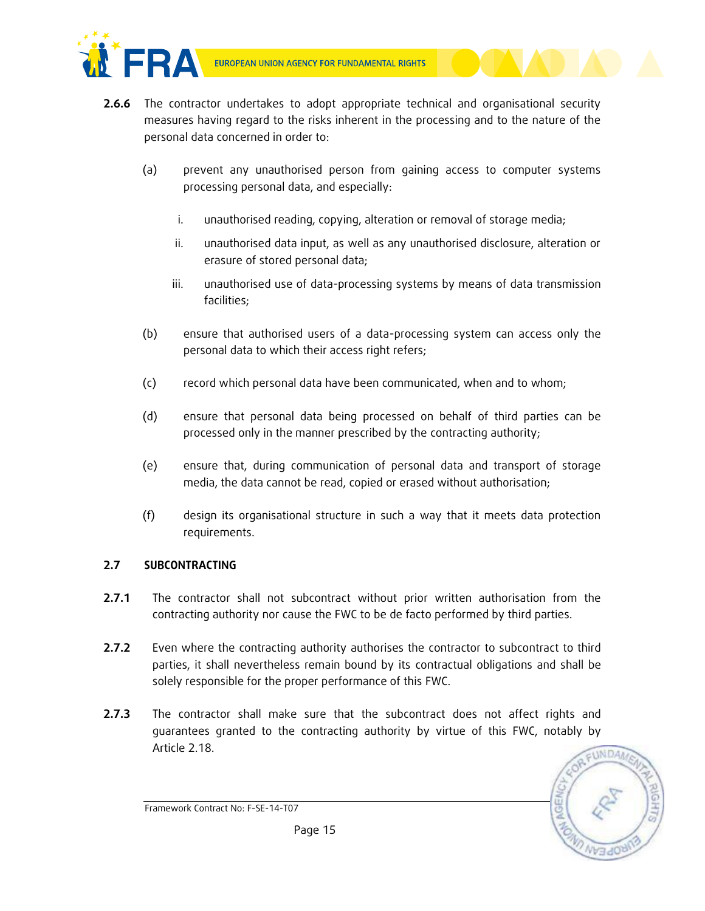**2.6.6** The contractor undertakes to adopt appropriate technical and organisational security measures having regard to the risks inherent in the processing and to the nature of the personal data concerned in order to:

(a) prevent any unauthorised person from gaining access to computer systems processing personal data, and especially:

i. unauthorised reading, copying, alteration or removal of storage media;

ii. unauthorised data input, as well as any unauthorised disclosure, alteration or erasure of stored personal data;

iii. unauthorised use of data-processing systems by means of data transmission facilities;

(b) ensure that authorised users of a data-processing system can access only the personal data to which their access right refers;

(c) record which personal data have been communicated, when and to whom;

(d) ensure that personal data being processed on behalf of third parties can be processed only in the manner prescribed by the contracting authority;

(e) ensure that, during communication of personal data and transport of storage media, the data cannot be read, copied or erased without authorisation;

(f) design its organisational structure in such a way that it meets data protection requirements.

## 2.7 SUBCONTRACTING

**2.7.1** The contractor shall not subcontract without prior written authorisation from the contracting authority nor cause the FWC to be de facto performed by third parties.

**2.7.2** Even where the contracting authority authorises the contractor to subcontract to third parties, it shall nevertheless remain bound by its contractual obligations and shall be solely responsible for the proper performance of this FWC.

**2.7.3** The contractor shall make sure that the subcontract does not affect rights and guarantees granted to the contracting authority by virtue of this FWC, notably by Article 2.18.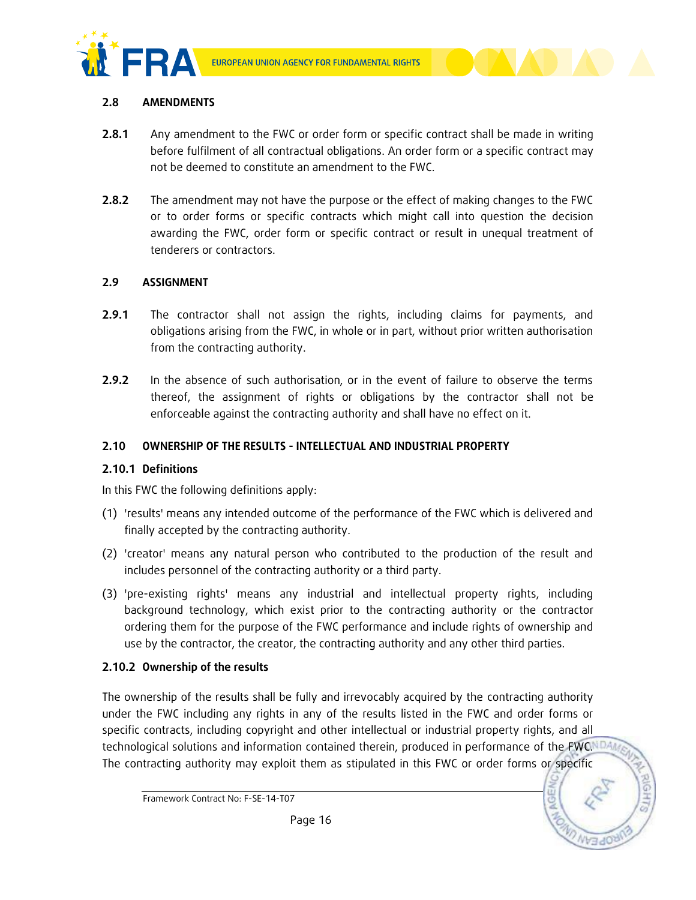## 2.8 AMENDMENTS

**2.8.1** Any amendment to the FWC or order form or specific contract shall be made in writing before fulfilment of all contractual obligations. An order form or a specific contract may not be deemed to constitute an amendment to the FWC.

**2.8.2** The amendment may not have the purpose or the effect of making changes to the FWC or to order forms or specific contracts which might call into question the decision awarding the FWC, order form or specific contract or result in unequal treatment of tenderers or contractors.

## 2.9 ASSIGNMENT

**2.9.1** The contractor shall not assign the rights, including claims for payments, and obligations arising from the FWC, in whole or in part, without prior written authorisation from the contracting authority.

**2.9.2** In the absence of such authorisation, or in the event of failure to observe the terms thereof, the assignment of rights or obligations by the contractor shall not be enforceable against the contracting authority and shall have no effect on it.

## 2.10 OWNERSHIP OF THE RESULTS - INTELLECTUAL AND INDUSTRIAL PROPERTY

### 2.10.1 Definitions

In this FWC the following definitions apply:

(1) 'results' means any intended outcome of the performance of the FWC which is delivered and finally accepted by the contracting authority.

(2) 'creator' means any natural person who contributed to the production of the result and includes personnel of the contracting authority or a third party.

(3) 'pre-existing rights' means any industrial and intellectual property rights, including background technology, which exist prior to the contracting authority or the contractor ordering them for the purpose of the FWC performance and include rights of ownership and use by the contractor, the creator, the contracting authority and any other third parties.

### 2.10.2 Ownership of the results

The ownership of the results shall be fully and irrevocably acquired by the contracting authority under the FWC including any rights in any of the results listed in the FWC and order forms or specific contracts, including copyright and other intellectual or industrial property rights, and all technological solutions and information contained therein, produced in performance of the FWC. The contracting authority may exploit them as stipulated in this FWC or order forms or specific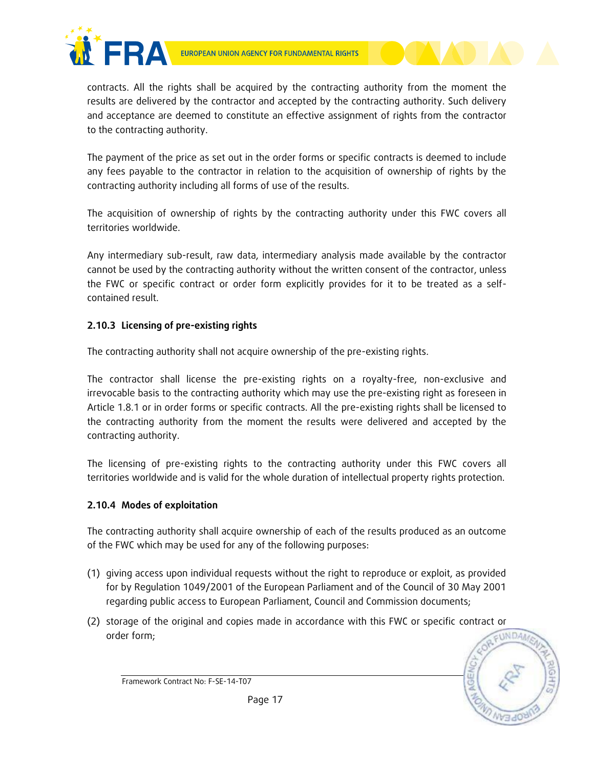contracts. All the rights shall be acquired by the contracting authority from the moment the results are delivered by the contractor and accepted by the contracting authority. Such delivery and acceptance are deemed to constitute an effective assignment of rights from the contractor to the contracting authority.

The payment of the price as set out in the order forms or specific contracts is deemed to include any fees payable to the contractor in relation to the acquisition of ownership of rights by the contracting authority including all forms of use of the results.

The acquisition of ownership of rights by the contracting authority under this FWC covers all territories worldwide.

Any intermediary sub-result, raw data, intermediary analysis made available by the contractor cannot be used by the contracting authority without the written consent of the contractor, unless the FWC or specific contract or order form explicitly provides for it to be treated as a self-contained result.

#### 2.10.3 Licensing of pre-existing rights

The contracting authority shall not acquire ownership of the pre-existing rights.

The contractor shall license the pre-existing rights on a royalty-free, non-exclusive and irrevocable basis to the contracting authority which may use the pre-existing right as foreseen in Article 1.8.1 or in order forms or specific contracts. All the pre-existing rights shall be licensed to the contracting authority from the moment the results were delivered and accepted by the contracting authority.

The licensing of pre-existing rights to the contracting authority under this FWC covers all territories worldwide and is valid for the whole duration of intellectual property rights protection.

#### 2.10.4 Modes of exploitation

The contracting authority shall acquire ownership of each of the results produced as an outcome of the FWC which may be used for any of the following purposes:

(1) giving access upon individual requests without the right to reproduce or exploit, as provided for by Regulation 1049/2001 of the European Parliament and of the Council of 30 May 2001 regarding public access to European Parliament, Council and Commission documents;

(2) storage of the original and copies made in accordance with this FWC or specific contract or order form;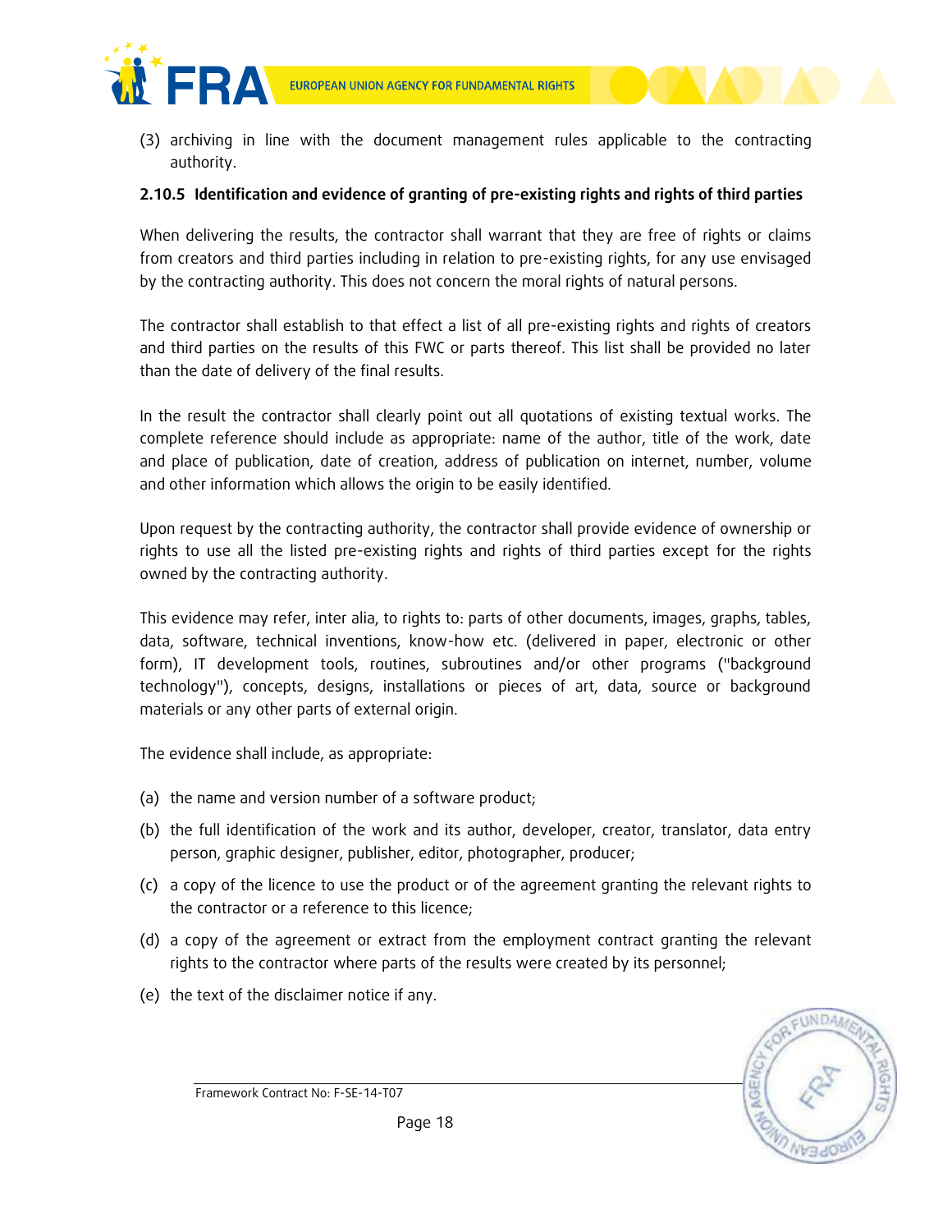(3) archiving in line with the document management rules applicable to the contracting authority.

### 2.10.5 Identification and evidence of granting of pre-existing rights and rights of third parties

When delivering the results, the contractor shall warrant that they are free of rights or claims from creators and third parties including in relation to pre-existing rights, for any use envisaged by the contracting authority. This does not concern the moral rights of natural persons.

The contractor shall establish to that effect a list of all pre-existing rights and rights of creators and third parties on the results of this FWC or parts thereof. This list shall be provided no later than the date of delivery of the final results.

In the result the contractor shall clearly point out all quotations of existing textual works. The complete reference should include as appropriate: name of the author, title of the work, date and place of publication, date of creation, address of publication on internet, number, volume and other information which allows the origin to be easily identified.

Upon request by the contracting authority, the contractor shall provide evidence of ownership or rights to use all the listed pre-existing rights and rights of third parties except for the rights owned by the contracting authority.

This evidence may refer, inter alia, to rights to: parts of other documents, images, graphs, tables, data, software, technical inventions, know-how etc. (delivered in paper, electronic or other form), IT development tools, routines, subroutines and/or other programs ("background technology"), concepts, designs, installations or pieces of art, data, source or background materials or any other parts of external origin.

The evidence shall include, as appropriate:

(a) the name and version number of a software product;

(b) the full identification of the work and its author, developer, creator, translator, data entry person, graphic designer, publisher, editor, photographer, producer;

(c) a copy of the licence to use the product or of the agreement granting the relevant rights to the contractor or a reference to this licence;

(d) a copy of the agreement or extract from the employment contract granting the relevant rights to the contractor where parts of the results were created by its personnel;

(e) the text of the disclaimer notice if any.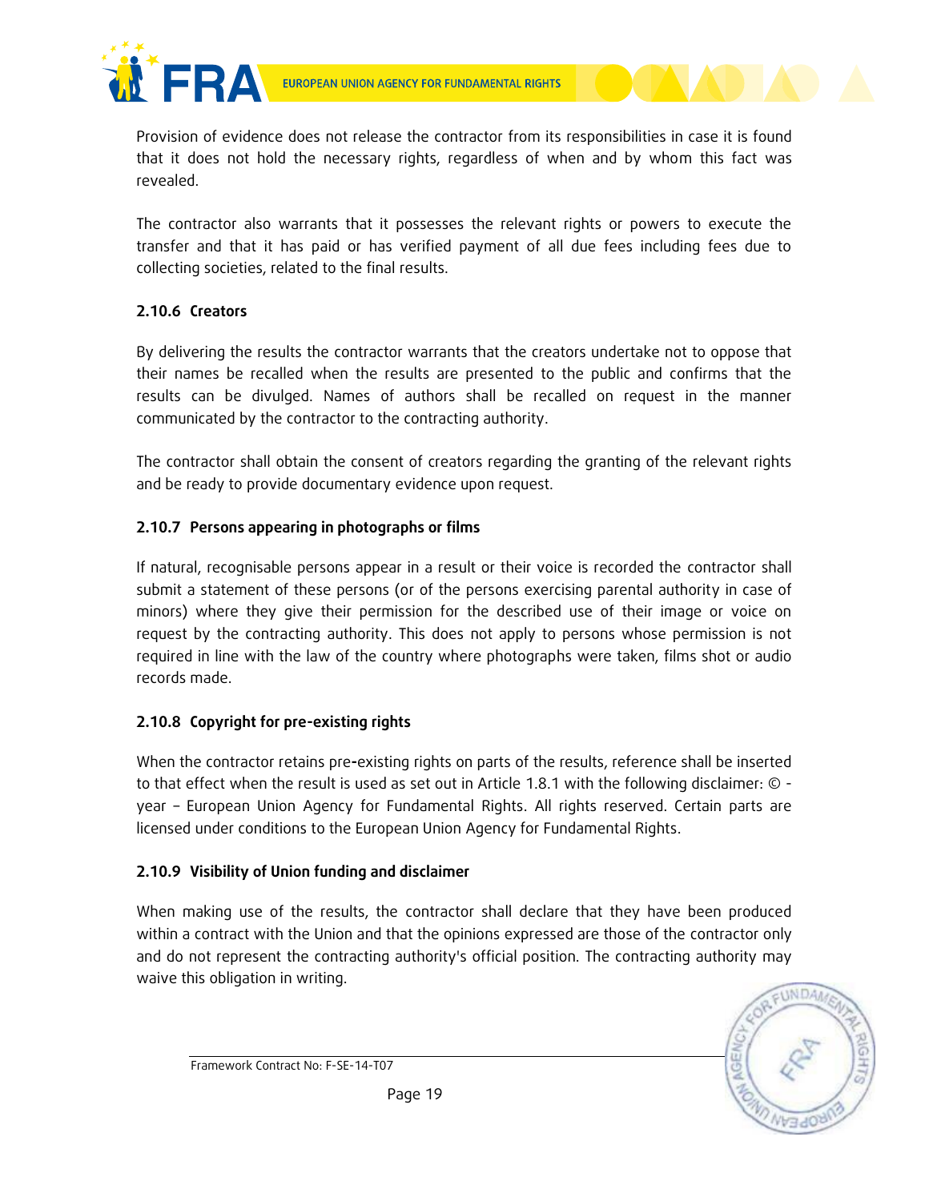Provision of evidence does not release the contractor from its responsibilities in case it is found that it does not hold the necessary rights, regardless of when and by whom this fact was revealed.

The contractor also warrants that it possesses the relevant rights or powers to execute the transfer and that it has paid or has verified payment of all due fees including fees due to collecting societies, related to the final results.

### 2.10.6 Creators

By delivering the results the contractor warrants that the creators undertake not to oppose that their names be recalled when the results are presented to the public and confirms that the results can be divulged. Names of authors shall be recalled on request in the manner communicated by the contractor to the contracting authority.

The contractor shall obtain the consent of creators regarding the granting of the relevant rights and be ready to provide documentary evidence upon request.

### 2.10.7 Persons appearing in photographs or films

If natural, recognisable persons appear in a result or their voice is recorded the contractor shall submit a statement of these persons (or of the persons exercising parental authority in case of minors) where they give their permission for the described use of their image or voice on request by the contracting authority. This does not apply to persons whose permission is not required in line with the law of the country where photographs were taken, films shot or audio records made.

### 2.10.8 Copyright for pre-existing rights

When the contractor retains pre-existing rights on parts of the results, reference shall be inserted to that effect when the result is used as set out in Article 1.8.1 with the following disclaimer: © - year – European Union Agency for Fundamental Rights. All rights reserved. Certain parts are licensed under conditions to the European Union Agency for Fundamental Rights.

### 2.10.9 Visibility of Union funding and disclaimer

When making use of the results, the contractor shall declare that they have been produced within a contract with the Union and that the opinions expressed are those of the contractor only and do not represent the contracting authority's official position. The contracting authority may waive this obligation in writing.

Framework Contract No: F-SE-14-T07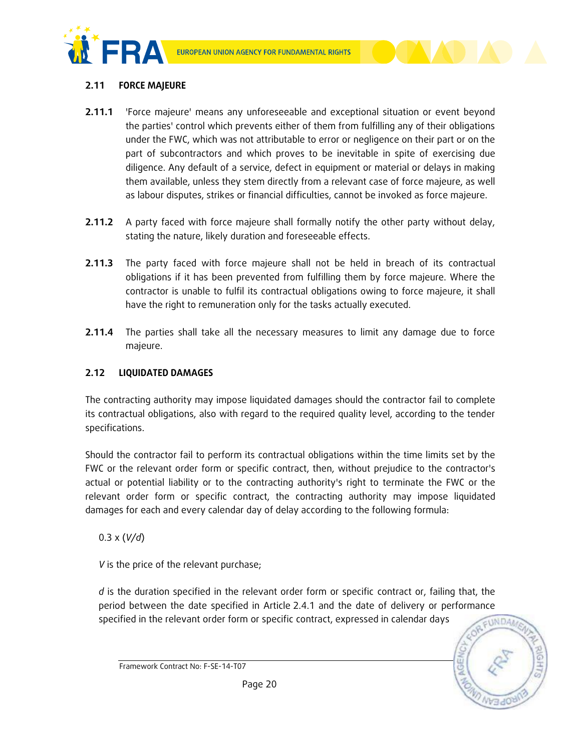### 2.11 FORCE MAJEURE

**2.11.1** 'Force majeure' means any unforeseeable and exceptional situation or event beyond the parties' control which prevents either of them from fulfilling any of their obligations under the FWC, which was not attributable to error or negligence on their part or on the part of subcontractors and which proves to be inevitable in spite of exercising due diligence. Any default of a service, defect in equipment or material or delays in making them available, unless they stem directly from a relevant case of force majeure, as well as labour disputes, strikes or financial difficulties, cannot be invoked as force majeure.

**2.11.2** A party faced with force majeure shall formally notify the other party without delay, stating the nature, likely duration and foreseeable effects.

**2.11.3** The party faced with force majeure shall not be held in breach of its contractual obligations if it has been prevented from fulfilling them by force majeure. Where the contractor is unable to fulfil its contractual obligations owing to force majeure, it shall have the right to remuneration only for the tasks actually executed.

**2.11.4** The parties shall take all the necessary measures to limit any damage due to force majeure.

### 2.12 LIQUIDATED DAMAGES

The contracting authority may impose liquidated damages should the contractor fail to complete its contractual obligations, also with regard to the required quality level, according to the tender specifications.

Should the contractor fail to perform its contractual obligations within the time limits set by the FWC or the relevant order form or specific contract, then, without prejudice to the contractor's actual or potential liability or to the contracting authority's right to terminate the FWC or the relevant order form or specific contract, the contracting authority may impose liquidated damages for each and every calendar day of delay according to the following formula:

$0.3 \times (V/d)$

$V$ is the price of the relevant purchase;

$d$ is the duration specified in the relevant order form or specific contract or, failing that, the period between the date specified in Article 2.4.1 and the date of delivery or performance specified in the relevant order form or specific contract, expressed in calendar days

Framework Contract No: F-SE-14-T07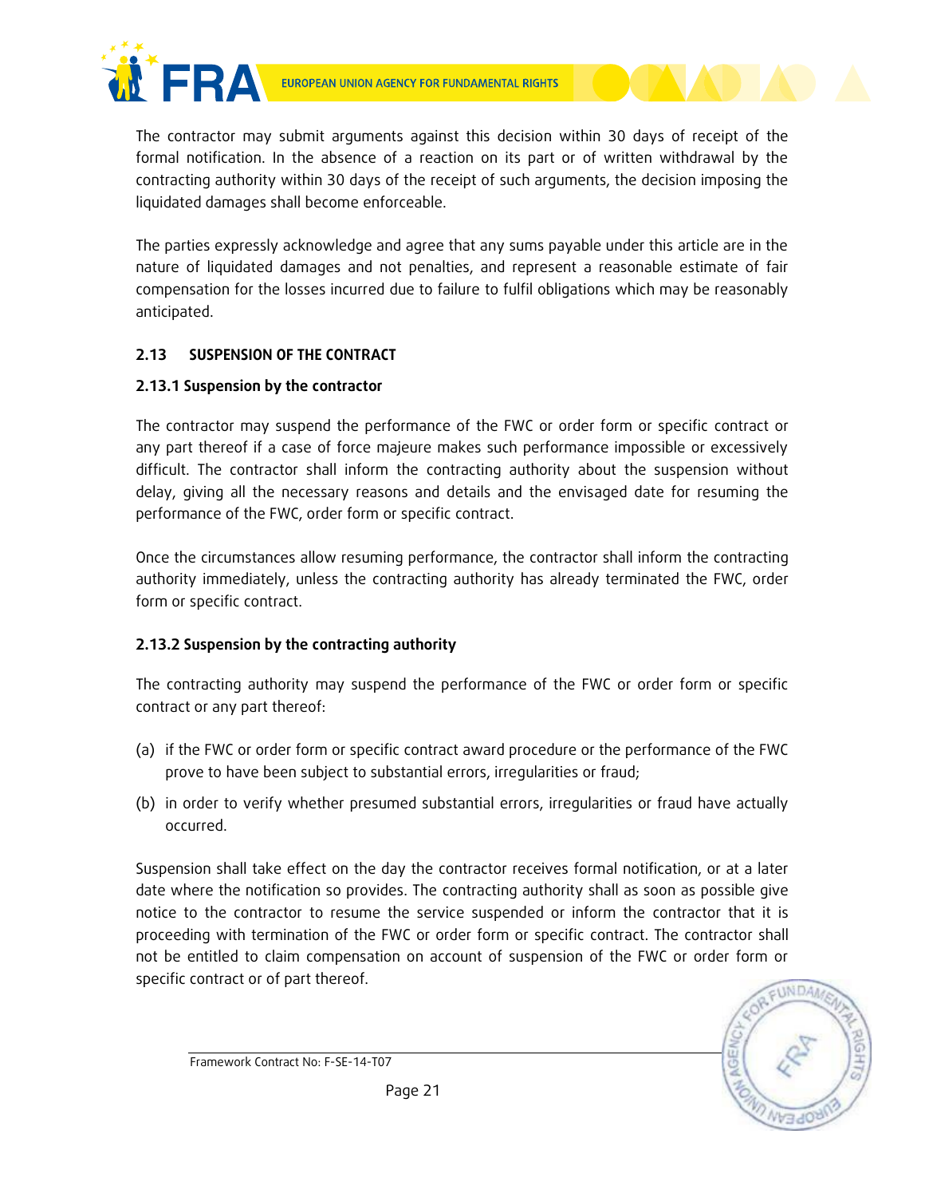The contractor may submit arguments against this decision within 30 days of receipt of the formal notification. In the absence of a reaction on its part or of written withdrawal by the contracting authority within 30 days of the receipt of such arguments, the decision imposing the liquidated damages shall become enforceable.

The parties expressly acknowledge and agree that any sums payable under this article are in the nature of liquidated damages and not penalties, and represent a reasonable estimate of fair compensation for the losses incurred due to failure to fulfil obligations which may be reasonably anticipated.

## 2.13 SUSPENSION OF THE CONTRACT

### 2.13.1 Suspension by the contractor

The contractor may suspend the performance of the FWC or order form or specific contract or any part thereof if a case of force majeure makes such performance impossible or excessively difficult. The contractor shall inform the contracting authority about the suspension without delay, giving all the necessary reasons and details and the envisaged date for resuming the performance of the FWC, order form or specific contract.

Once the circumstances allow resuming performance, the contractor shall inform the contracting authority immediately, unless the contracting authority has already terminated the FWC, order form or specific contract.

### 2.13.2 Suspension by the contracting authority

The contracting authority may suspend the performance of the FWC or order form or specific contract or any part thereof:

(a) if the FWC or order form or specific contract award procedure or the performance of the FWC prove to have been subject to substantial errors, irregularities or fraud;

(b) in order to verify whether presumed substantial errors, irregularities or fraud have actually occurred.

Suspension shall take effect on the day the contractor receives formal notification, or at a later date where the notification so provides. The contracting authority shall as soon as possible give notice to the contractor to resume the service suspended or inform the contractor that it is proceeding with termination of the FWC or order form or specific contract. The contractor shall not be entitled to claim compensation on account of suspension of the FWC or order form or specific contract or of part thereof.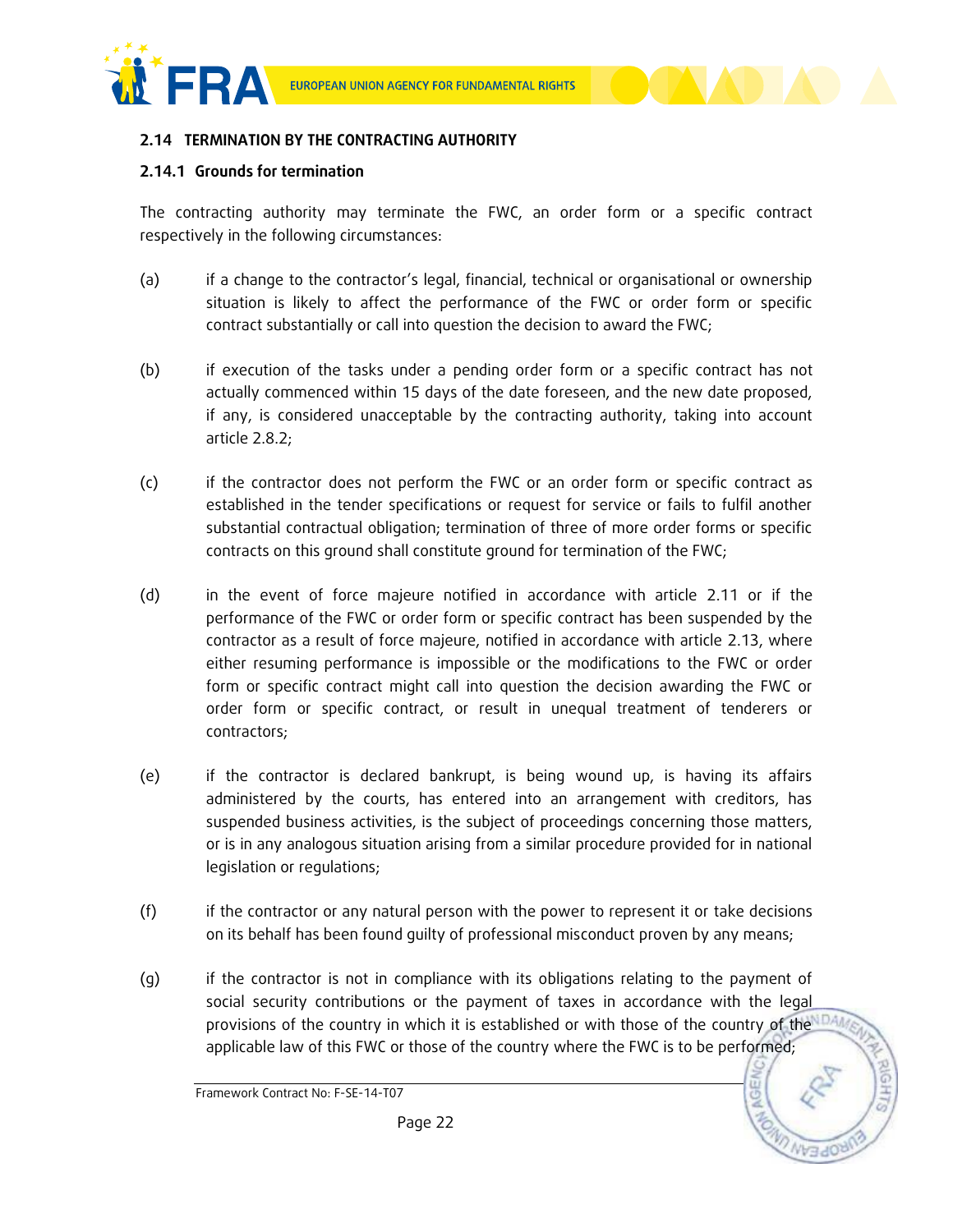### 2.14 TERMINATION BY THE CONTRACTING AUTHORITY

#### 2.14.1 Grounds for termination

The contracting authority may terminate the FWC, an order form or a specific contract respectively in the following circumstances:

(a) if a change to the contractor's legal, financial, technical or organisational or ownership situation is likely to affect the performance of the FWC or order form or specific contract substantially or call into question the decision to award the FWC;

(b) if execution of the tasks under a pending order form or a specific contract has not actually commenced within 15 days of the date foreseen, and the new date proposed, if any, is considered unacceptable by the contracting authority, taking into account article 2.8.2;

(c) if the contractor does not perform the FWC or an order form or specific contract as established in the tender specifications or request for service or fails to fulfil another substantial contractual obligation; termination of three of more order forms or specific contracts on this ground shall constitute ground for termination of the FWC;

(d) in the event of force majeure notified in accordance with article 2.11 or if the performance of the FWC or order form or specific contract has been suspended by the contractor as a result of force majeure, notified in accordance with article 2.13, where either resuming performance is impossible or the modifications to the FWC or order form or specific contract might call into question the decision awarding the FWC or order form or specific contract, or result in unequal treatment of tenderers or contractors;

(e) if the contractor is declared bankrupt, is being wound up, is having its affairs administered by the courts, has entered into an arrangement with creditors, has suspended business activities, is the subject of proceedings concerning those matters, or is in any analogous situation arising from a similar procedure provided for in national legislation or regulations;

(f) if the contractor or any natural person with the power to represent it or take decisions on its behalf has been found guilty of professional misconduct proven by any means;

(g) if the contractor is not in compliance with its obligations relating to the payment of social security contributions or the payment of taxes in accordance with the legal provisions of the country in which it is established or with those of the country of the applicable law of this FWC or those of the country where the FWC is to be performed;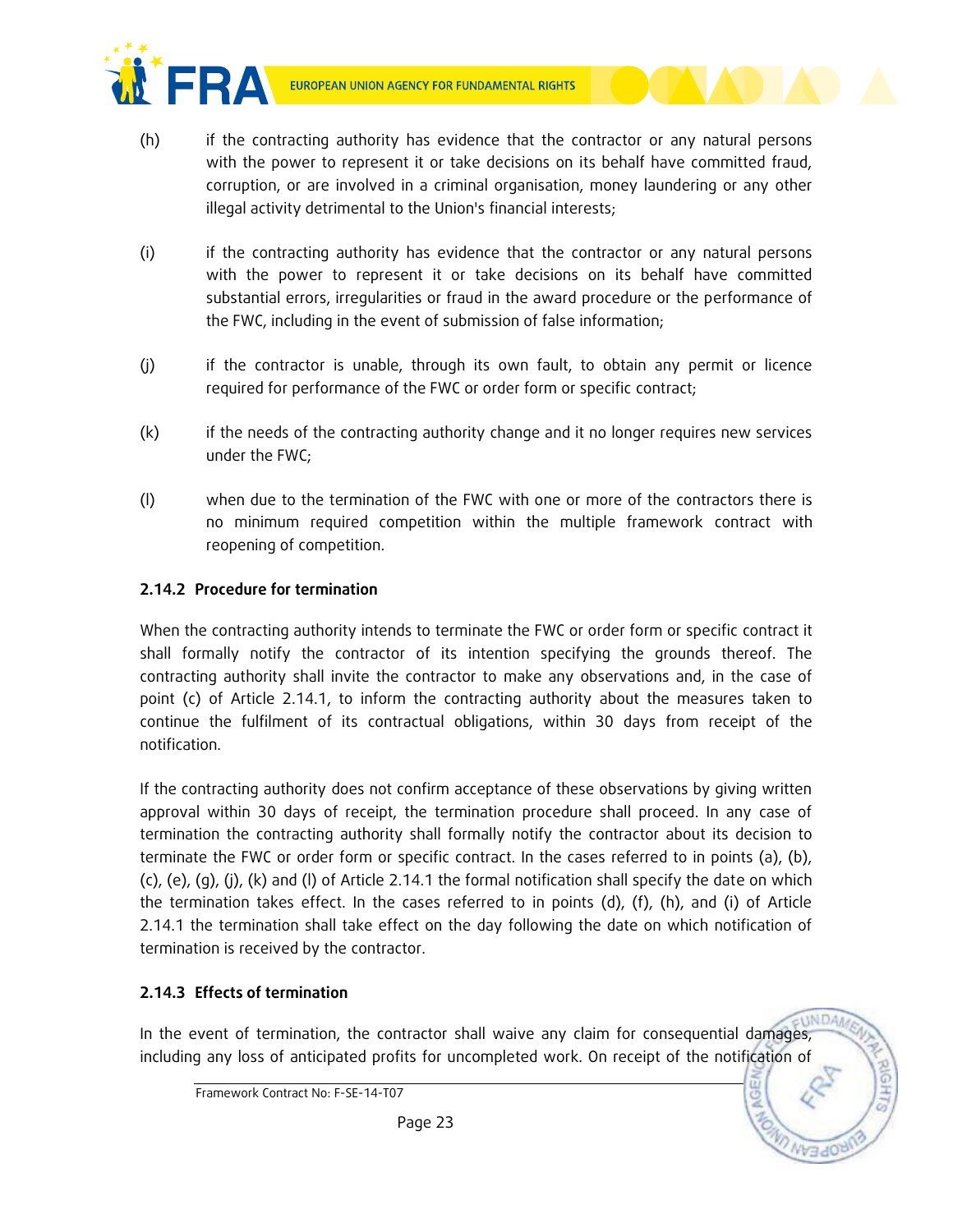(h) if the contracting authority has evidence that the contractor or any natural persons with the power to represent it or take decisions on its behalf have committed fraud, corruption, or are involved in a criminal organisation, money laundering or any other illegal activity detrimental to the Union's financial interests;

(i) if the contracting authority has evidence that the contractor or any natural persons with the power to represent it or take decisions on its behalf have committed substantial errors, irregularities or fraud in the award procedure or the performance of the FWC, including in the event of submission of false information;

(j) if the contractor is unable, through its own fault, to obtain any permit or licence required for performance of the FWC or order form or specific contract;

(k) if the needs of the contracting authority change and it no longer requires new services under the FWC;

(l) when due to the termination of the FWC with one or more of the contractors there is no minimum required competition within the multiple framework contract with reopening of competition.

### 2.14.2 Procedure for termination

When the contracting authority intends to terminate the FWC or order form or specific contract it shall formally notify the contractor of its intention specifying the grounds thereof. The contracting authority shall invite the contractor to make any observations and, in the case of point (c) of Article 2.14.1, to inform the contracting authority about the measures taken to continue the fulfilment of its contractual obligations, within 30 days from receipt of the notification.

If the contracting authority does not confirm acceptance of these observations by giving written approval within 30 days of receipt, the termination procedure shall proceed. In any case of termination the contracting authority shall formally notify the contractor about its decision to terminate the FWC or order form or specific contract. In the cases referred to in points (a), (b), (c), (e), (g), (j), (k) and (l) of Article 2.14.1 the formal notification shall specify the date on which the termination takes effect. In the cases referred to in points (d), (f), (h), and (i) of Article 2.14.1 the termination shall take effect on the day following the date on which notification of termination is received by the contractor.

### 2.14.3 Effects of termination

In the event of termination, the contractor shall waive any claim for consequential damages, including any loss of anticipated profits for uncompleted work. On receipt of the notification of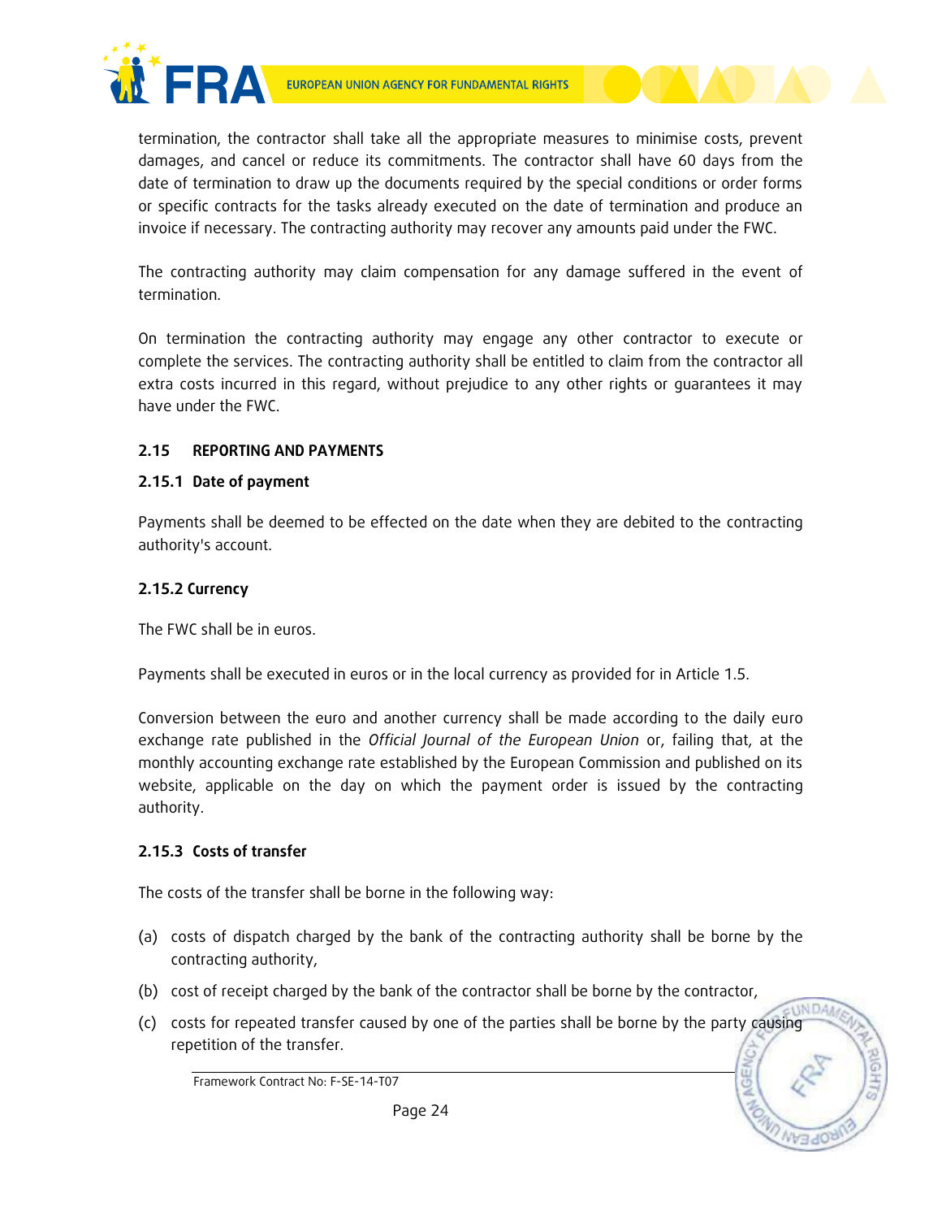termination, the contractor shall take all the appropriate measures to minimise costs, prevent damages, and cancel or reduce its commitments. The contractor shall have 60 days from the date of termination to draw up the documents required by the special conditions or order forms or specific contracts for the tasks already executed on the date of termination and produce an invoice if necessary. The contracting authority may recover any amounts paid under the FWC.

The contracting authority may claim compensation for any damage suffered in the event of termination.

On termination the contracting authority may engage any other contractor to execute or complete the services. The contracting authority shall be entitled to claim from the contractor all extra costs incurred in this regard, without prejudice to any other rights or guarantees it may have under the FWC.

## 2.15 REPORTING AND PAYMENTS

### 2.15.1 Date of payment

Payments shall be deemed to be effected on the date when they are debited to the contracting authority's account.

### 2.15.2 Currency

The FWC shall be in euros.

Payments shall be executed in euros or in the local currency as provided for in Article 1.5.

Conversion between the euro and another currency shall be made according to the daily euro exchange rate published in the *Official Journal of the European Union* or, failing that, at the monthly accounting exchange rate established by the European Commission and published on its website, applicable on the day on which the payment order is issued by the contracting authority.

### 2.15.3 Costs of transfer

The costs of the transfer shall be borne in the following way:

(a) costs of dispatch charged by the bank of the contracting authority shall be borne by the contracting authority,

(b) cost of receipt charged by the bank of the contractor shall be borne by the contractor,

(c) costs for repeated transfer caused by one of the parties shall be borne by the party causing repetition of the transfer.

Framework Contract No: F-SE-14-T07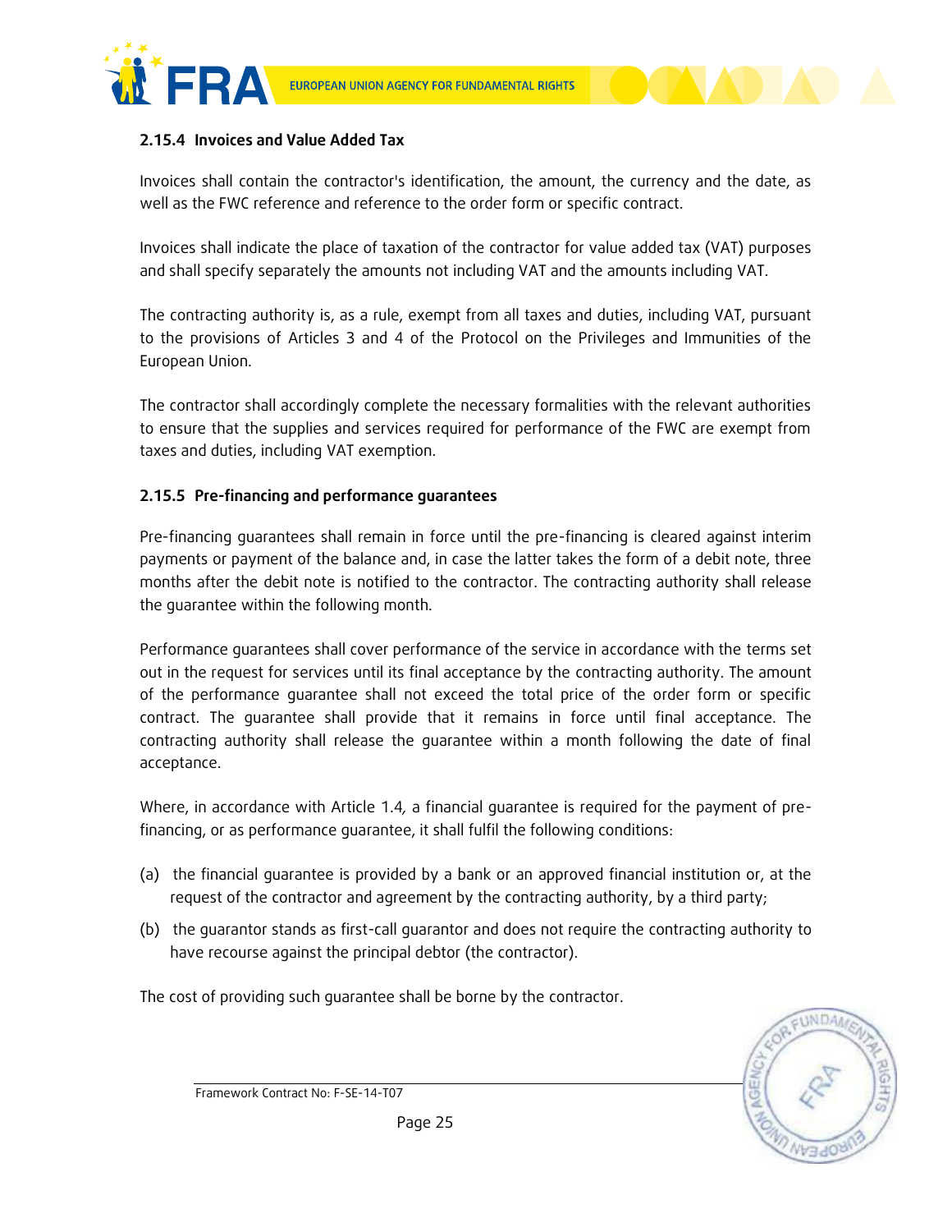### 2.15.4 Invoices and Value Added Tax

Invoices shall contain the contractor's identification, the amount, the currency and the date, as well as the FWC reference and reference to the order form or specific contract.

Invoices shall indicate the place of taxation of the contractor for value added tax (VAT) purposes and shall specify separately the amounts not including VAT and the amounts including VAT.

The contracting authority is, as a rule, exempt from all taxes and duties, including VAT, pursuant to the provisions of Articles 3 and 4 of the Protocol on the Privileges and Immunities of the European Union.

The contractor shall accordingly complete the necessary formalities with the relevant authorities to ensure that the supplies and services required for performance of the FWC are exempt from taxes and duties, including VAT exemption.

### 2.15.5 Pre-financing and performance guarantees

Pre-financing guarantees shall remain in force until the pre-financing is cleared against interim payments or payment of the balance and, in case the latter takes the form of a debit note, three months after the debit note is notified to the contractor. The contracting authority shall release the guarantee within the following month.

Performance guarantees shall cover performance of the service in accordance with the terms set out in the request for services until its final acceptance by the contracting authority. The amount of the performance guarantee shall not exceed the total price of the order form or specific contract. The guarantee shall provide that it remains in force until final acceptance. The contracting authority shall release the guarantee within a month following the date of final acceptance.

Where, in accordance with Article 1.4, a financial guarantee is required for the payment of pre-financing, or as performance guarantee, it shall fulfil the following conditions:

(a) the financial guarantee is provided by a bank or an approved financial institution or, at the request of the contractor and agreement by the contracting authority, by a third party;

(b) the guarantor stands as first-call guarantor and does not require the contracting authority to have recourse against the principal debtor (the contractor).

The cost of providing such guarantee shall be borne by the contractor.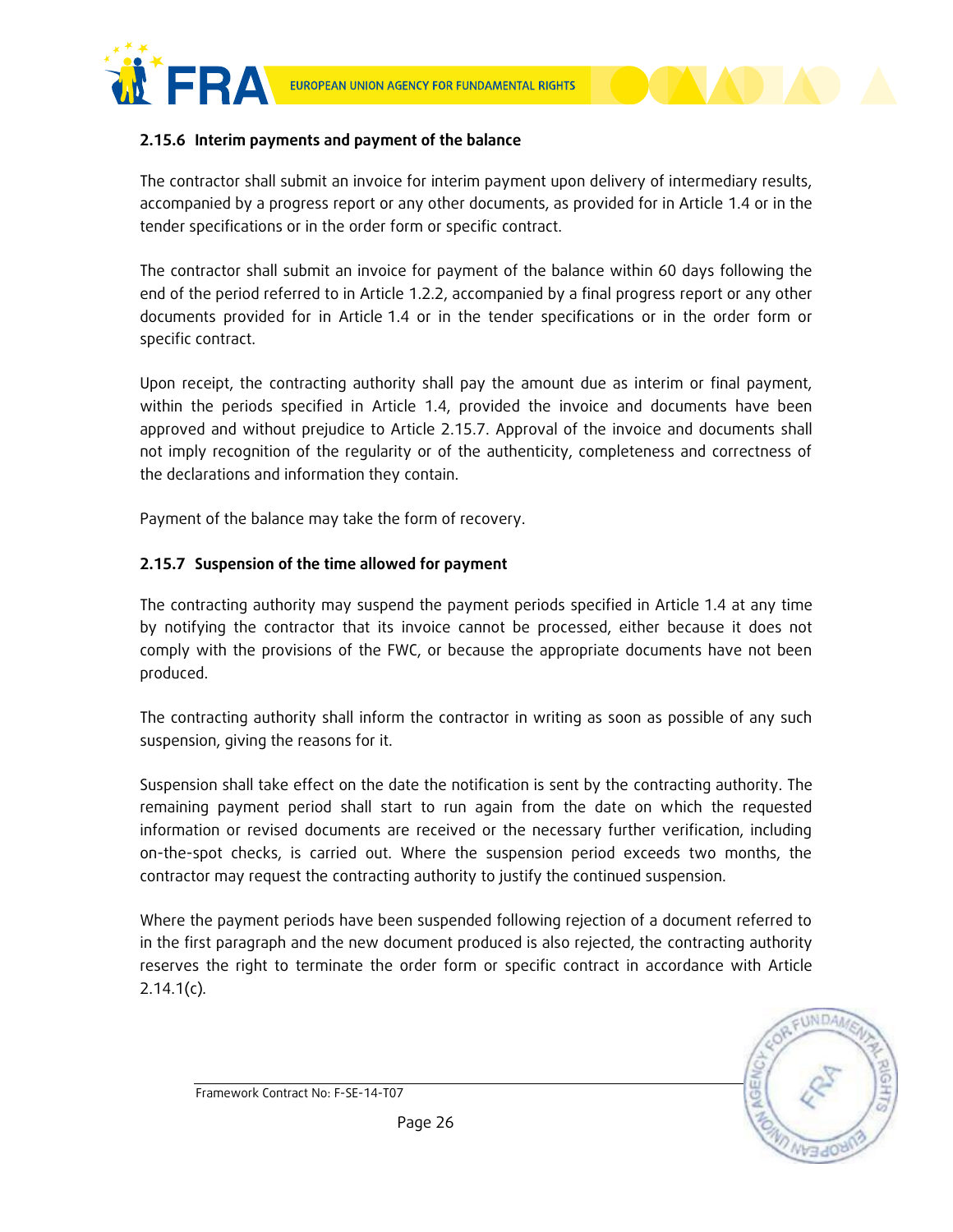### 2.15.6 Interim payments and payment of the balance

The contractor shall submit an invoice for interim payment upon delivery of intermediary results, accompanied by a progress report or any other documents, as provided for in Article 1.4 or in the tender specifications or in the order form or specific contract.

The contractor shall submit an invoice for payment of the balance within 60 days following the end of the period referred to in Article 1.2.2, accompanied by a final progress report or any other documents provided for in Article 1.4 or in the tender specifications or in the order form or specific contract.

Upon receipt, the contracting authority shall pay the amount due as interim or final payment, within the periods specified in Article 1.4, provided the invoice and documents have been approved and without prejudice to Article 2.15.7. Approval of the invoice and documents shall not imply recognition of the regularity or of the authenticity, completeness and correctness of the declarations and information they contain.

Payment of the balance may take the form of recovery.

### 2.15.7 Suspension of the time allowed for payment

The contracting authority may suspend the payment periods specified in Article 1.4 at any time by notifying the contractor that its invoice cannot be processed, either because it does not comply with the provisions of the FWC, or because the appropriate documents have not been produced.

The contracting authority shall inform the contractor in writing as soon as possible of any such suspension, giving the reasons for it.

Suspension shall take effect on the date the notification is sent by the contracting authority. The remaining payment period shall start to run again from the date on which the requested information or revised documents are received or the necessary further verification, including on-the-spot checks, is carried out. Where the suspension period exceeds two months, the contractor may request the contracting authority to justify the continued suspension.

Where the payment periods have been suspended following rejection of a document referred to in the first paragraph and the new document produced is also rejected, the contracting authority reserves the right to terminate the order form or specific contract in accordance with Article 2.14.1(c).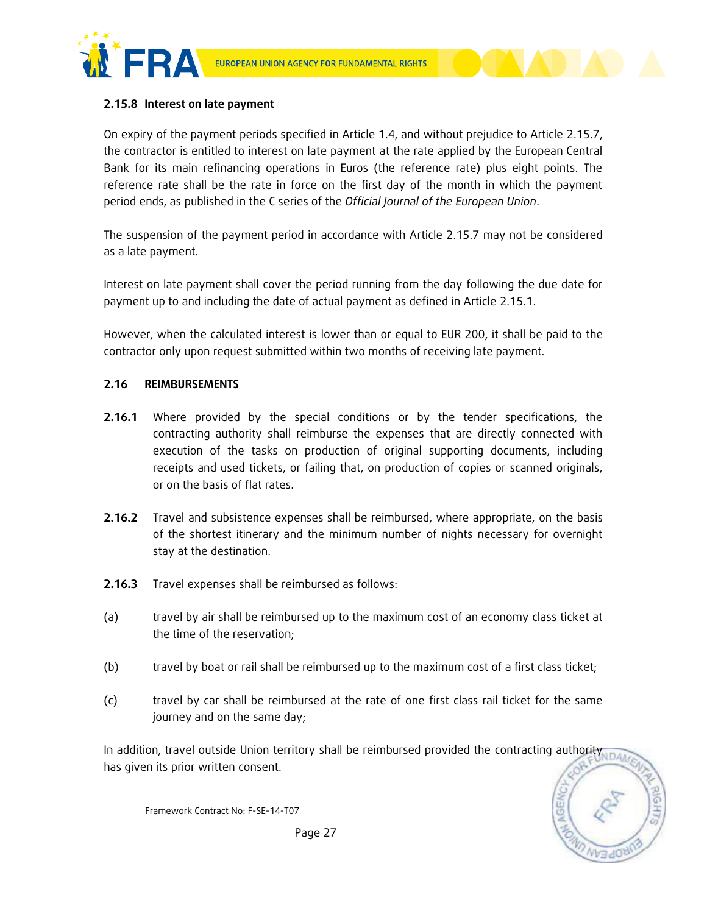### 2.15.8 Interest on late payment

On expiry of the payment periods specified in Article 1.4, and without prejudice to Article 2.15.7, the contractor is entitled to interest on late payment at the rate applied by the European Central Bank for its main refinancing operations in Euros (the reference rate) plus eight points. The reference rate shall be the rate in force on the first day of the month in which the payment period ends, as published in the C series of the *Official Journal of the European Union*.

The suspension of the payment period in accordance with Article 2.15.7 may not be considered as a late payment.

Interest on late payment shall cover the period running from the day following the due date for payment up to and including the date of actual payment as defined in Article 2.15.1.

However, when the calculated interest is lower than or equal to EUR 200, it shall be paid to the contractor only upon request submitted within two months of receiving late payment.

## 2.16 REIMBURSEMENTS

**2.16.1** Where provided by the special conditions or by the tender specifications, the contracting authority shall reimburse the expenses that are directly connected with execution of the tasks on production of original supporting documents, including receipts and used tickets, or failing that, on production of copies or scanned originals, or on the basis of flat rates.

**2.16.2** Travel and subsistence expenses shall be reimbursed, where appropriate, on the basis of the shortest itinerary and the minimum number of nights necessary for overnight stay at the destination.

**2.16.3** Travel expenses shall be reimbursed as follows:

(a) travel by air shall be reimbursed up to the maximum cost of an economy class ticket at the time of the reservation;

(b) travel by boat or rail shall be reimbursed up to the maximum cost of a first class ticket;

(c) travel by car shall be reimbursed at the rate of one first class rail ticket for the same journey and on the same day;

In addition, travel outside Union territory shall be reimbursed provided the contracting authority has given its prior written consent.

Framework Contract No: F-SE-14-T07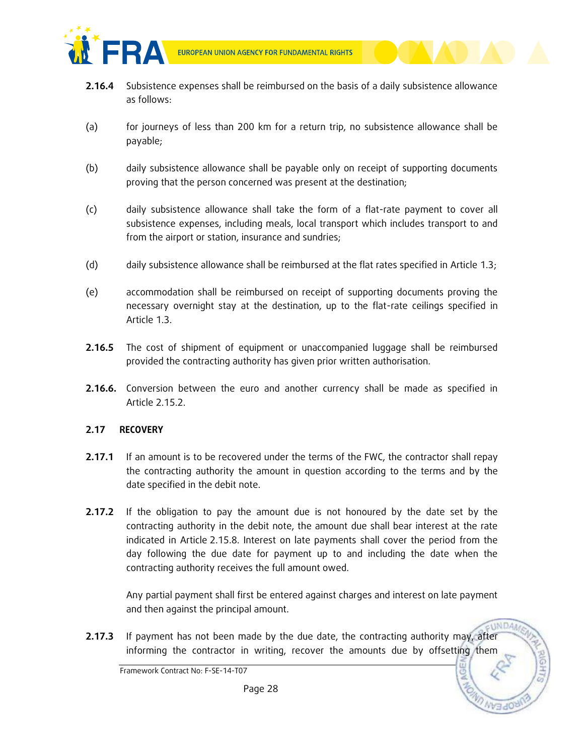**2.16.4** Subsistence expenses shall be reimbursed on the basis of a daily subsistence allowance as follows:

(a) for journeys of less than 200 km for a return trip, no subsistence allowance shall be payable;

(b) daily subsistence allowance shall be payable only on receipt of supporting documents proving that the person concerned was present at the destination;

(c) daily subsistence allowance shall take the form of a flat-rate payment to cover all subsistence expenses, including meals, local transport which includes transport to and from the airport or station, insurance and sundries;

(d) daily subsistence allowance shall be reimbursed at the flat rates specified in Article 1.3;

(e) accommodation shall be reimbursed on receipt of supporting documents proving the necessary overnight stay at the destination, up to the flat-rate ceilings specified in Article 1.3.

**2.16.5** The cost of shipment of equipment or unaccompanied luggage shall be reimbursed provided the contracting authority has given prior written authorisation.

**2.16.6.** Conversion between the euro and another currency shall be made as specified in Article 2.15.2.

### 2.17 RECOVERY

**2.17.1** If an amount is to be recovered under the terms of the FWC, the contractor shall repay the contracting authority the amount in question according to the terms and by the date specified in the debit note.

**2.17.2** If the obligation to pay the amount due is not honoured by the date set by the contracting authority in the debit note, the amount due shall bear interest at the rate indicated in Article 2.15.8. Interest on late payments shall cover the period from the day following the due date for payment up to and including the date when the contracting authority receives the full amount owed.

Any partial payment shall first be entered against charges and interest on late payment and then against the principal amount.

**2.17.3** If payment has not been made by the due date, the contracting authority may, after informing the contractor in writing, recover the amounts due by offsetting them

Framework Contract No: F-SE-14-T07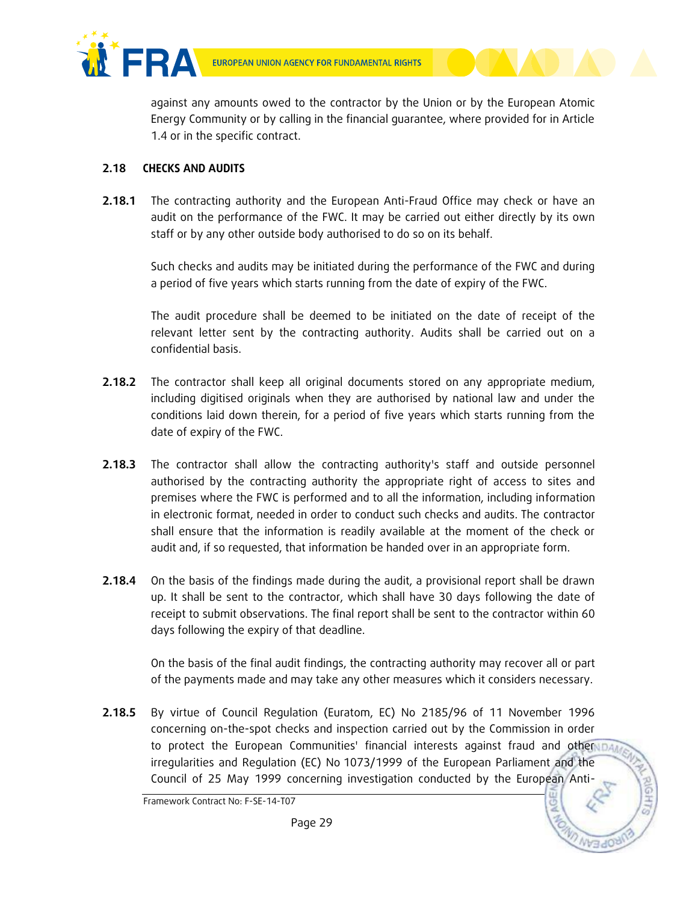against any amounts owed to the contractor by the Union or by the European Atomic Energy Community or by calling in the financial guarantee, where provided for in Article 1.4 or in the specific contract.

### 2.18 CHECKS AND AUDITS

**2.18.1** The contracting authority and the European Anti-Fraud Office may check or have an audit on the performance of the FWC. It may be carried out either directly by its own staff or by any other outside body authorised to do so on its behalf.

Such checks and audits may be initiated during the performance of the FWC and during a period of five years which starts running from the date of expiry of the FWC.

The audit procedure shall be deemed to be initiated on the date of receipt of the relevant letter sent by the contracting authority. Audits shall be carried out on a confidential basis.

**2.18.2** The contractor shall keep all original documents stored on any appropriate medium, including digitised originals when they are authorised by national law and under the conditions laid down therein, for a period of five years which starts running from the date of expiry of the FWC.

**2.18.3** The contractor shall allow the contracting authority's staff and outside personnel authorised by the contracting authority the appropriate right of access to sites and premises where the FWC is performed and to all the information, including information in electronic format, needed in order to conduct such checks and audits. The contractor shall ensure that the information is readily available at the moment of the check or audit and, if so requested, that information be handed over in an appropriate form.

**2.18.4** On the basis of the findings made during the audit, a provisional report shall be drawn up. It shall be sent to the contractor, which shall have 30 days following the date of receipt to submit observations. The final report shall be sent to the contractor within 60 days following the expiry of that deadline.

On the basis of the final audit findings, the contracting authority may recover all or part of the payments made and may take any other measures which it considers necessary.

**2.18.5** By virtue of Council Regulation (Euratom, EC) No 2185/96 of 11 November 1996 concerning on-the-spot checks and inspection carried out by the Commission in order to protect the European Communities' financial interests against fraud and other irregularities and Regulation (EC) No 1073/1999 of the European Parliament and the Council of 25 May 1999 concerning investigation conducted by the European Anti-

Framework Contract No: F-SE-14-T07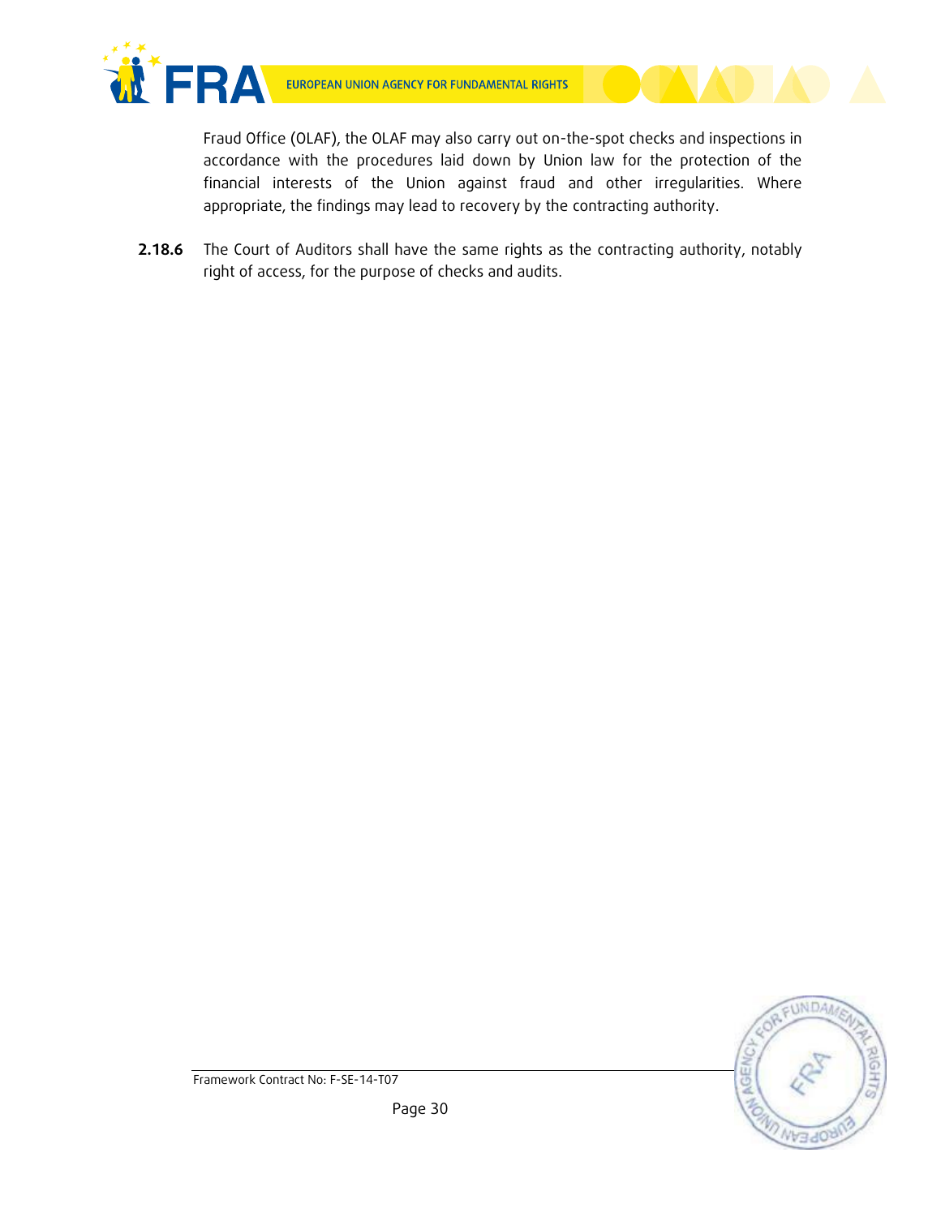Fraud Office (OLAF), the OLAF may also carry out on-the-spot checks and inspections in accordance with the procedures laid down by Union law for the protection of the financial interests of the Union against fraud and other irregularities. Where appropriate, the findings may lead to recovery by the contracting authority.

**2.18.6** The Court of Auditors shall have the same rights as the contracting authority, notably right of access, for the purpose of checks and audits.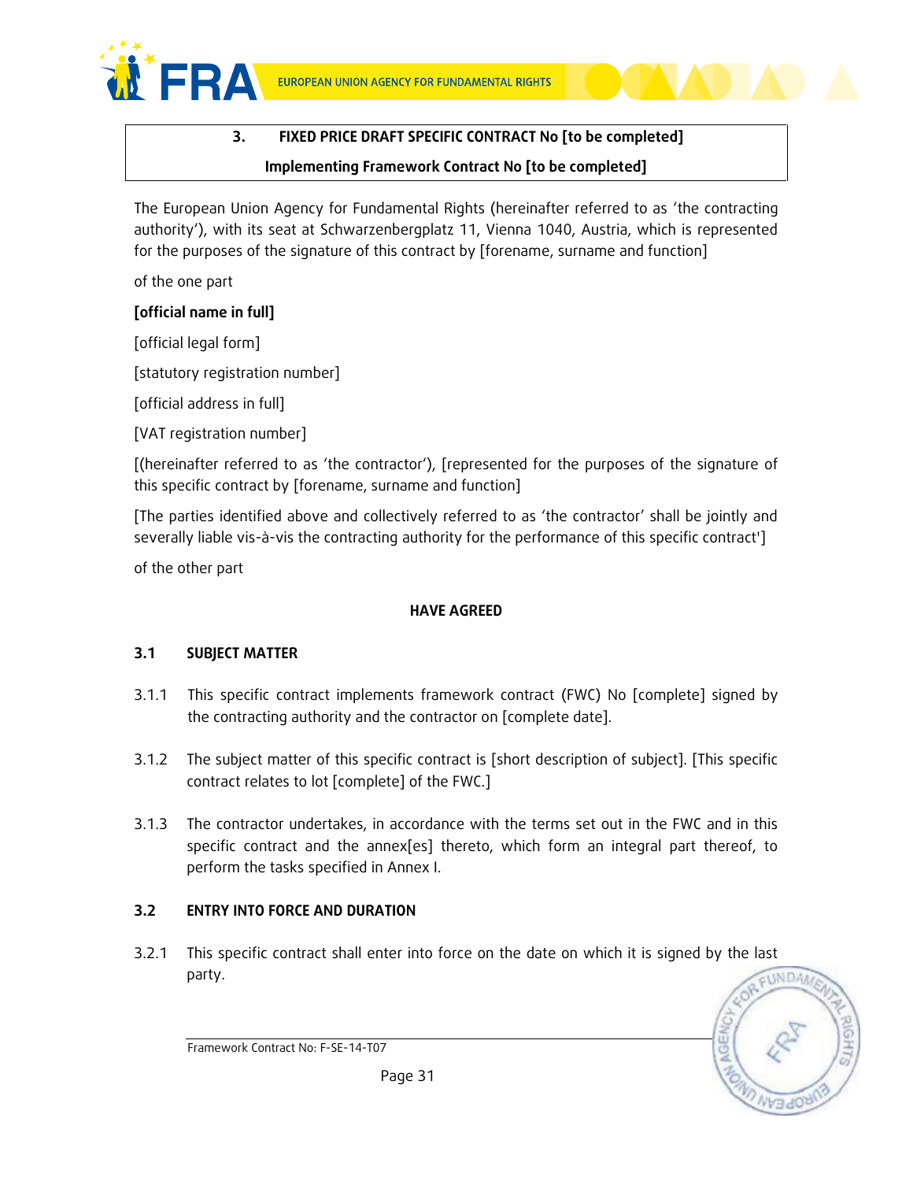**3. FIXED PRICE DRAFT SPECIFIC CONTRACT No [to be completed]**

**Implementing Framework Contract No [to be completed]**

The European Union Agency for Fundamental Rights (hereinafter referred to as 'the contracting authority'), with its seat at Schwarzenbergplatz 11, Vienna 1040, Austria, which is represented for the purposes of the signature of this contract by [forename, surname and function]

of the one part

**[official name in full]**

[official legal form]

[statutory registration number]

[official address in full]

[VAT registration number]

[(hereinafter referred to as 'the contractor'), [represented for the purposes of the signature of this specific contract by [forename, surname and function]

[The parties identified above and collectively referred to as 'the contractor' shall be jointly and severally liable vis-à-vis the contracting authority for the performance of this specific contract']

of the other part

**HAVE AGREED**

### 3.1 SUBJECT MATTER

3.1.1 This specific contract implements framework contract (FWC) No [complete] signed by the contracting authority and the contractor on [complete date].

3.1.2 The subject matter of this specific contract is [short description of subject]. [This specific contract relates to lot [complete] of the FWC.]

3.1.3 The contractor undertakes, in accordance with the terms set out in the FWC and in this specific contract and the annex[es] thereto, which form an integral part thereof, to perform the tasks specified in Annex I.

### 3.2 ENTRY INTO FORCE AND DURATION

3.2.1 This specific contract shall enter into force on the date on which it is signed by the last party.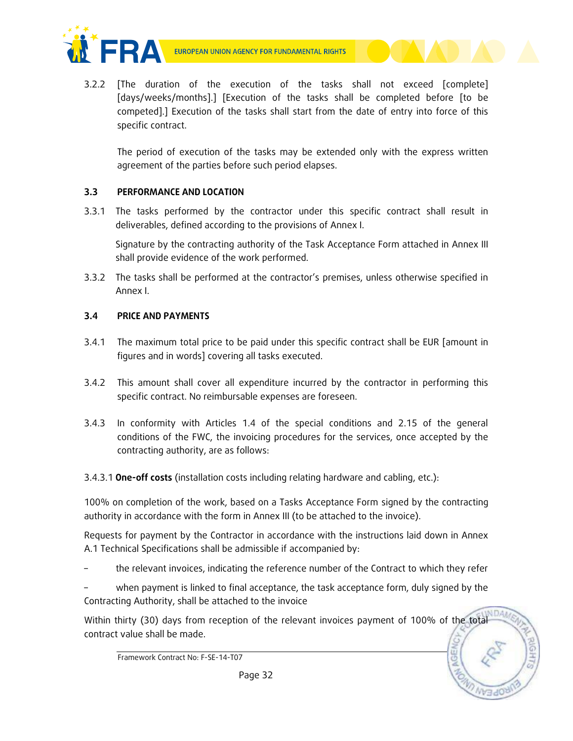3.2.2 [The duration of the execution of the tasks shall not exceed [complete] [days/weeks/months].] [Execution of the tasks shall be completed before [to be competed].] Execution of the tasks shall start from the date of entry into force of this specific contract.

The period of execution of the tasks may be extended only with the express written agreement of the parties before such period elapses.

### 3.3 PERFORMANCE AND LOCATION

3.3.1 The tasks performed by the contractor under this specific contract shall result in deliverables, defined according to the provisions of Annex I.

Signature by the contracting authority of the Task Acceptance Form attached in Annex III shall provide evidence of the work performed.

3.3.2 The tasks shall be performed at the contractor's premises, unless otherwise specified in Annex I.

### 3.4 PRICE AND PAYMENTS

3.4.1 The maximum total price to be paid under this specific contract shall be EUR [amount in figures and in words] covering all tasks executed.

3.4.2 This amount shall cover all expenditure incurred by the contractor in performing this specific contract. No reimbursable expenses are foreseen.

3.4.3 In conformity with Articles 1.4 of the special conditions and 2.15 of the general conditions of the FWC, the invoicing procedures for the services, once accepted by the contracting authority, are as follows:

3.4.3.1 **One-off costs** (installation costs including relating hardware and cabling, etc.):

100% on completion of the work, based on a Tasks Acceptance Form signed by the contracting authority in accordance with the form in Annex III (to be attached to the invoice).

Requests for payment by the Contractor in accordance with the instructions laid down in Annex A.1 Technical Specifications shall be admissible if accompanied by:

- the relevant invoices, indicating the reference number of the Contract to which they refer
- when payment is linked to final acceptance, the task acceptance form, duly signed by the Contracting Authority, shall be attached to the invoice

Within thirty (30) days from reception of the relevant invoices payment of 100% of the total contract value shall be made.

Framework Contract No: F-SE-14-T07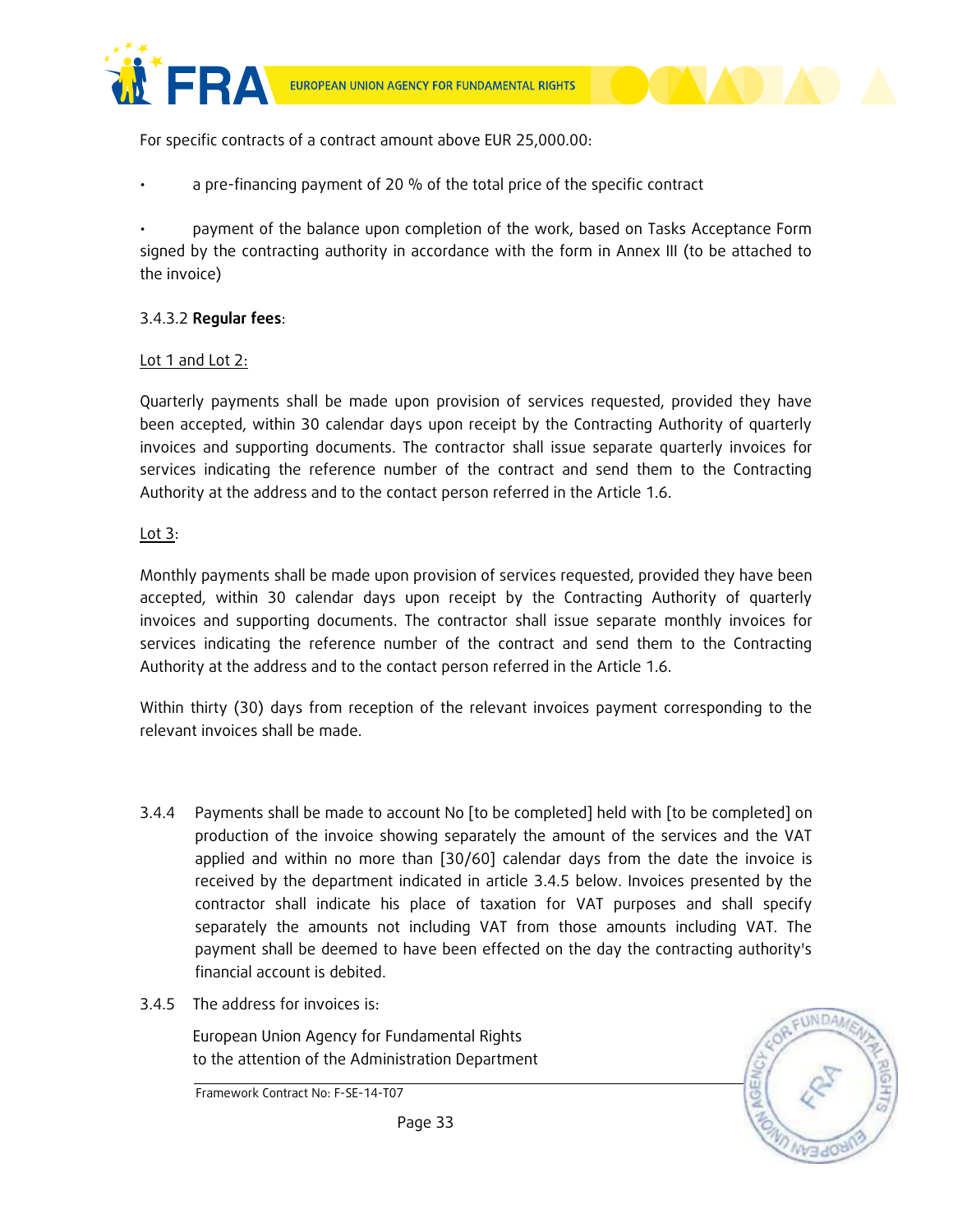For specific contracts of a contract amount above EUR 25,000.00:

- a pre-financing payment of 20 % of the total price of the specific contract

- payment of the balance upon completion of the work, based on Tasks Acceptance Form signed by the contracting authority in accordance with the form in Annex III (to be attached to the invoice)

3.4.3.2 **Regular fees**:

Lot 1 and Lot 2:

Quarterly payments shall be made upon provision of services requested, provided they have been accepted, within 30 calendar days upon receipt by the Contracting Authority of quarterly invoices and supporting documents. The contractor shall issue separate quarterly invoices for services indicating the reference number of the contract and send them to the Contracting Authority at the address and to the contact person referred in the Article 1.6.

Lot 3:

Monthly payments shall be made upon provision of services requested, provided they have been accepted, within 30 calendar days upon receipt by the Contracting Authority of quarterly invoices and supporting documents. The contractor shall issue separate monthly invoices for services indicating the reference number of the contract and send them to the Contracting Authority at the address and to the contact person referred in the Article 1.6.

Within thirty (30) days from reception of the relevant invoices payment corresponding to the relevant invoices shall be made.

3.4.4 Payments shall be made to account No [to be completed] held with [to be completed] on production of the invoice showing separately the amount of the services and the VAT applied and within no more than [30/60] calendar days from the date the invoice is received by the department indicated in article 3.4.5 below. Invoices presented by the contractor shall indicate his place of taxation for VAT purposes and shall specify separately the amounts not including VAT from those amounts including VAT. The payment shall be deemed to have been effected on the day the contracting authority's financial account is debited.

3.4.5 The address for invoices is:

European Union Agency for Fundamental Rights
to the attention of the Administration Department

Framework Contract No: F-SE-14-T07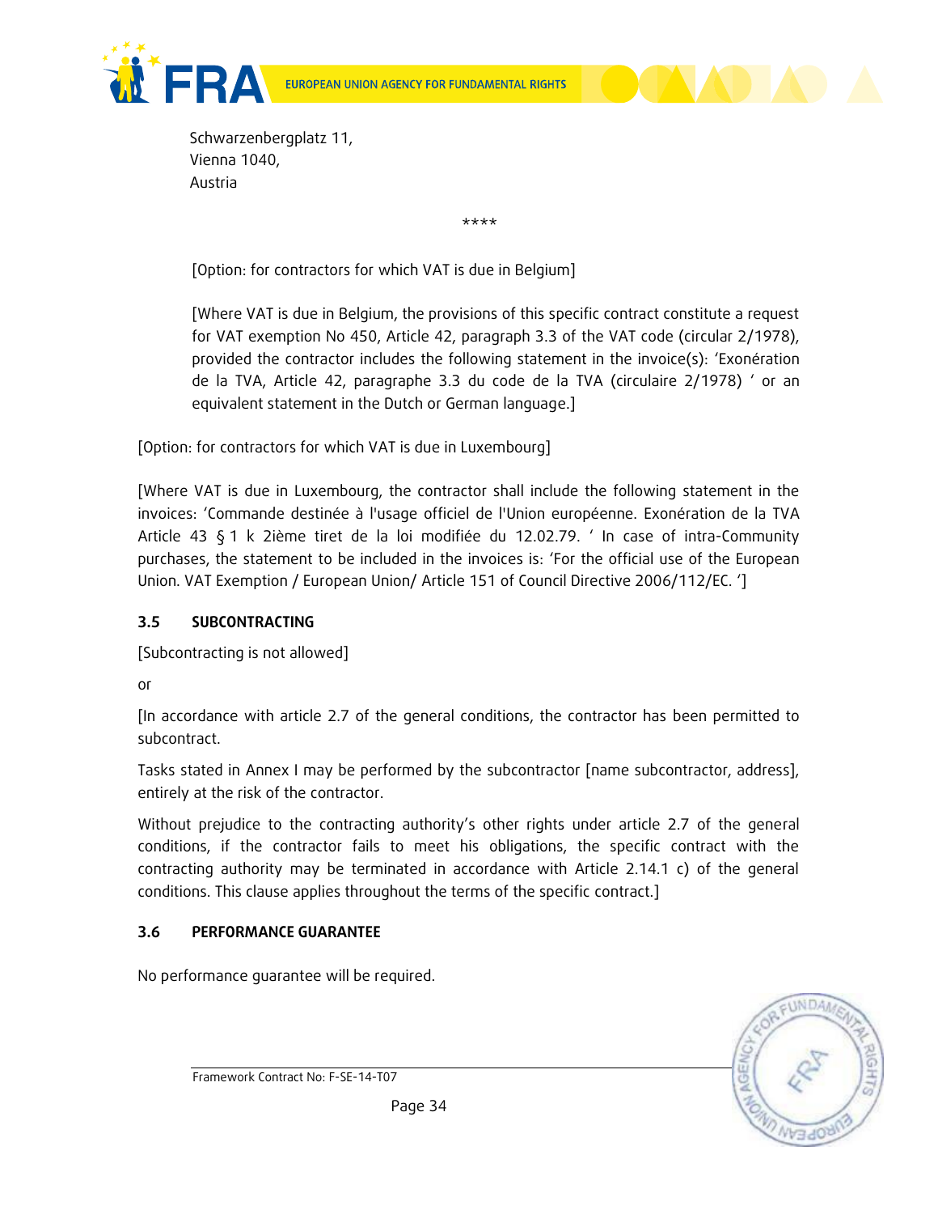Schwarzenbergplatz 11,
Vienna 1040,
Austria

\*\*\*\*

[Option: for contractors for which VAT is due in Belgium]

[Where VAT is due in Belgium, the provisions of this specific contract constitute a request for VAT exemption No 450, Article 42, paragraph 3.3 of the VAT code (circular 2/1978), provided the contractor includes the following statement in the invoice(s): 'Exonération de la TVA, Article 42, paragraphe 3.3 du code de la TVA (circulaire 2/1978) ' or an equivalent statement in the Dutch or German language.]

[Option: for contractors for which VAT is due in Luxembourg]

[Where VAT is due in Luxembourg, the contractor shall include the following statement in the invoices: 'Commande destinée à l'usage officiel de l'Union européenne. Exonération de la TVA Article 43 § 1 k 2ième tiret de la loi modifiée du 12.02.79. ' In case of intra-Community purchases, the statement to be included in the invoices is: 'For the official use of the European Union. VAT Exemption / European Union/ Article 151 of Council Directive 2006/112/EC. ']

### 3.5 SUBCONTRACTING

[Subcontracting is not allowed]

or

[In accordance with article 2.7 of the general conditions, the contractor has been permitted to subcontract.

Tasks stated in Annex I may be performed by the subcontractor [name subcontractor, address], entirely at the risk of the contractor.

Without prejudice to the contracting authority's other rights under article 2.7 of the general conditions, if the contractor fails to meet his obligations, the specific contract with the contracting authority may be terminated in accordance with Article 2.14.1 c) of the general conditions. This clause applies throughout the terms of the specific contract.]

### 3.6 PERFORMANCE GUARANTEE

No performance guarantee will be required.

Framework Contract No: F-SE-14-T07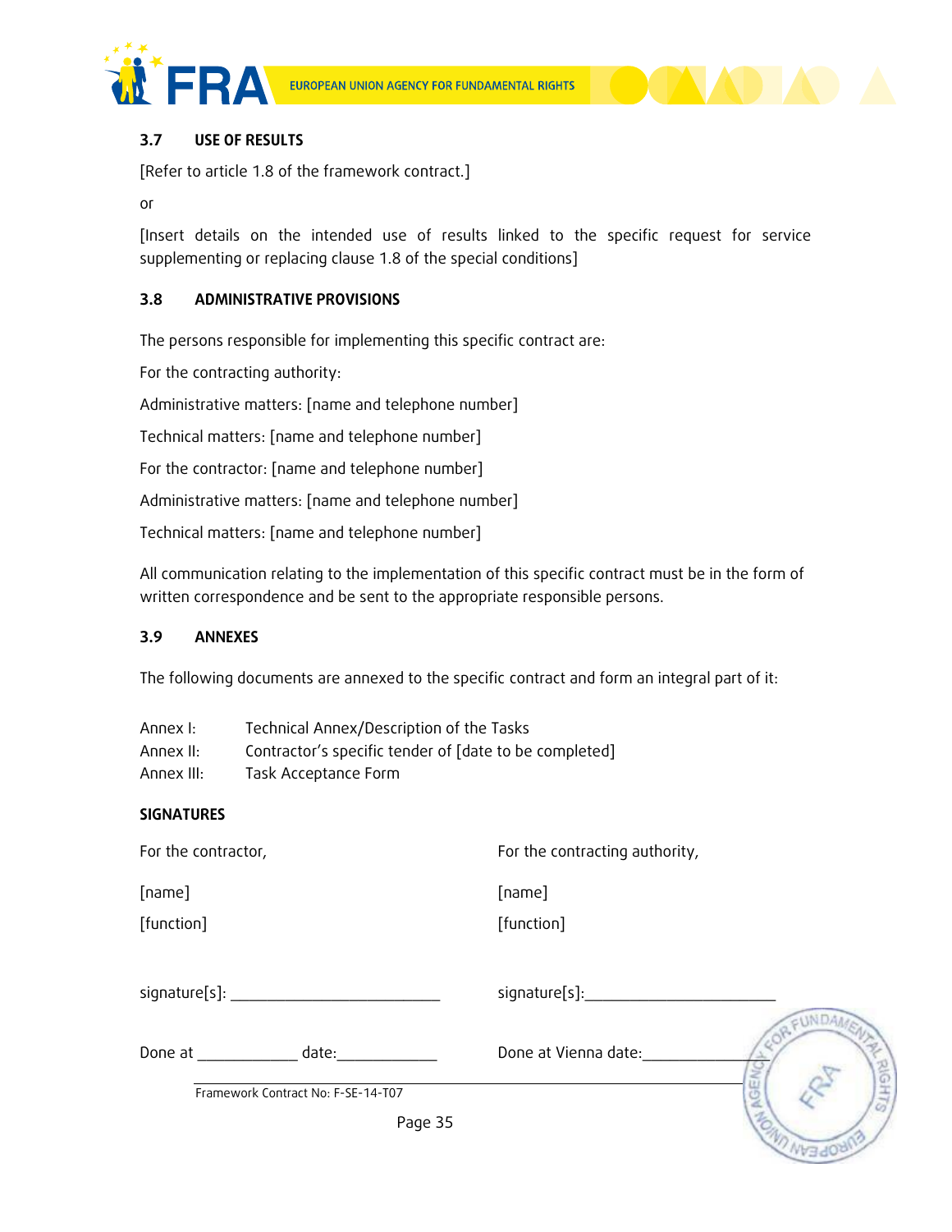### 3.7 USE OF RESULTS

[Refer to article 1.8 of the framework contract.]

or

[Insert details on the intended use of results linked to the specific request for service supplementing or replacing clause 1.8 of the special conditions]

### 3.8 ADMINISTRATIVE PROVISIONS

The persons responsible for implementing this specific contract are:

For the contracting authority:

Administrative matters: [name and telephone number]

Technical matters: [name and telephone number]

For the contractor: [name and telephone number]

Administrative matters: [name and telephone number]

Technical matters: [name and telephone number]

All communication relating to the implementation of this specific contract must be in the form of written correspondence and be sent to the appropriate responsible persons.

### 3.9 ANNEXES

The following documents are annexed to the specific contract and form an integral part of it:

Annex I: Technical Annex/Description of the Tasks
Annex II: Contractor's specific tender of [date to be completed]
Annex III: Task Acceptance Form

**SIGNATURES**

| For the contractor, | For the contracting authority, |
|---|---|
| [name] | [name] |
| [function] | [function] |
| signature[s]: _______________________ | signature[s]:_______________________ |
| Done at ___________ date:___________ | Done at Vienna date:___________ |

Framework Contract No: F-SE-14-T07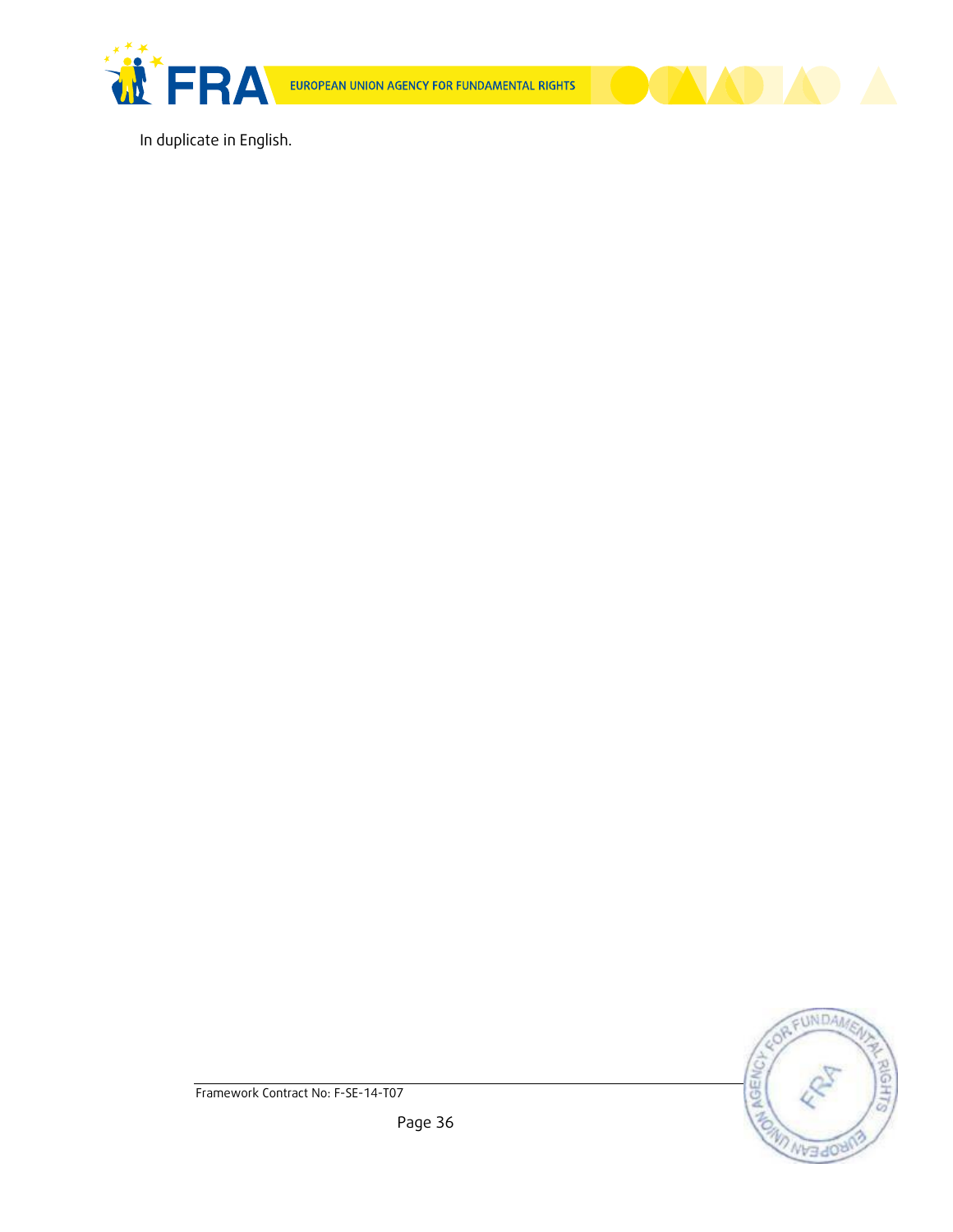In duplicate in English.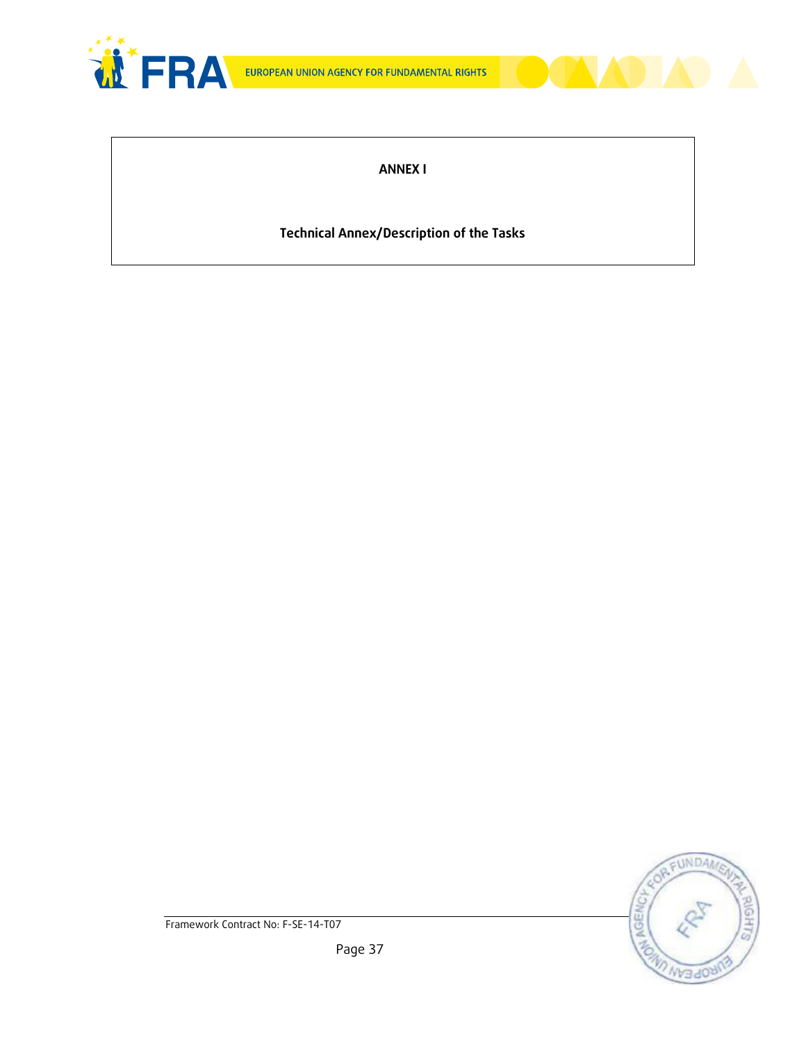**ANNEX I**

**Technical Annex/Description of the Tasks**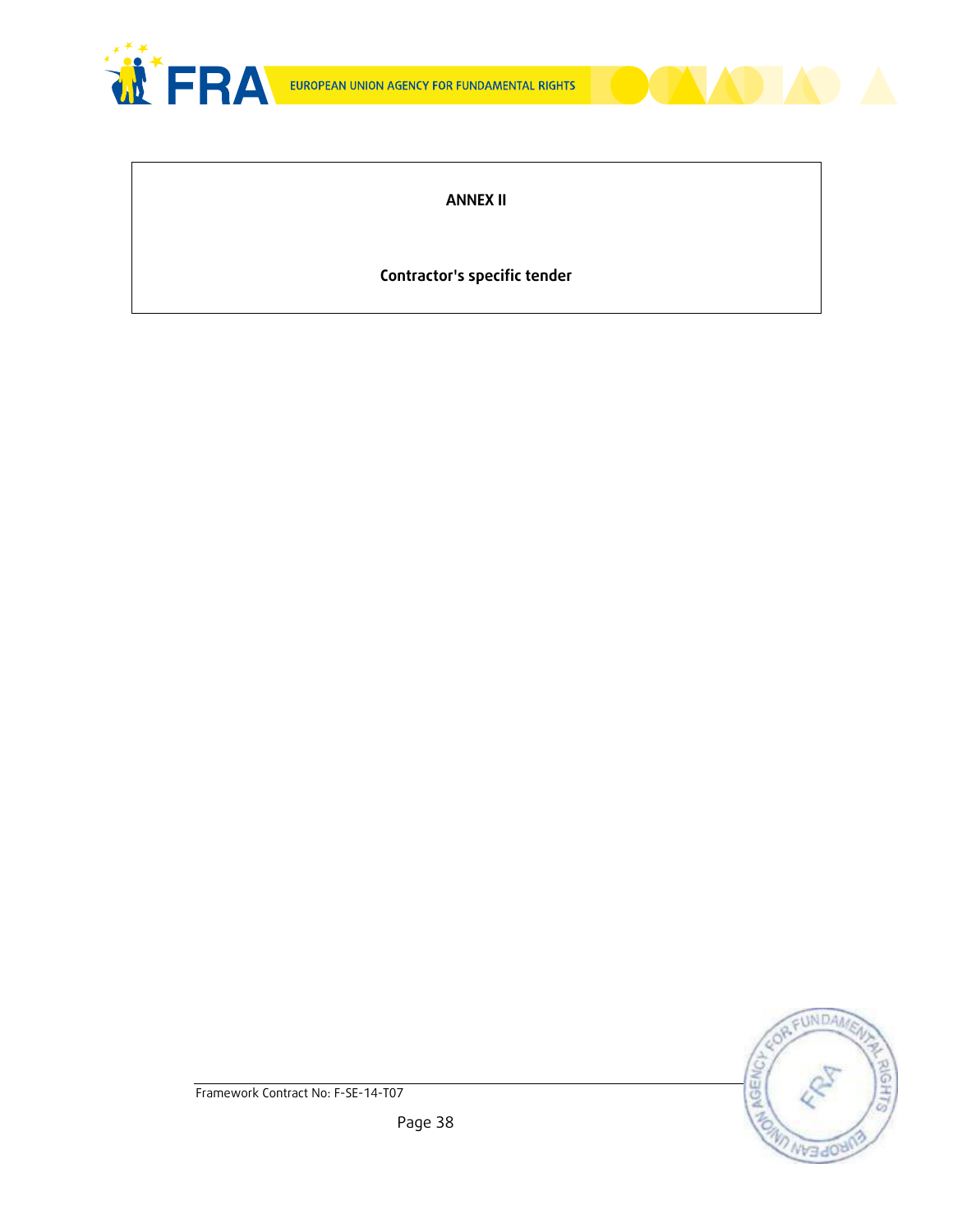**ANNEX II**

**Contractor's specific tender**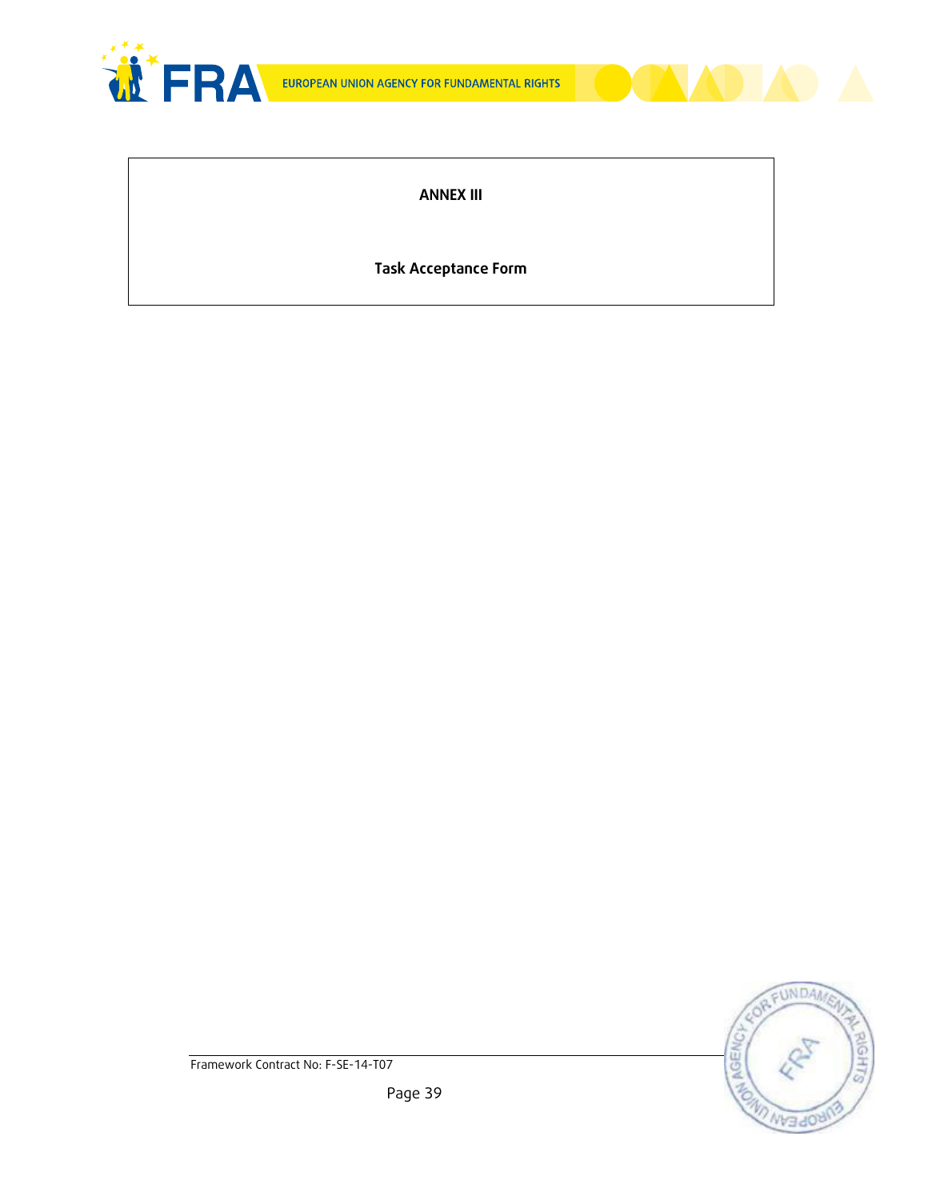**ANNEX III**

**Task Acceptance Form**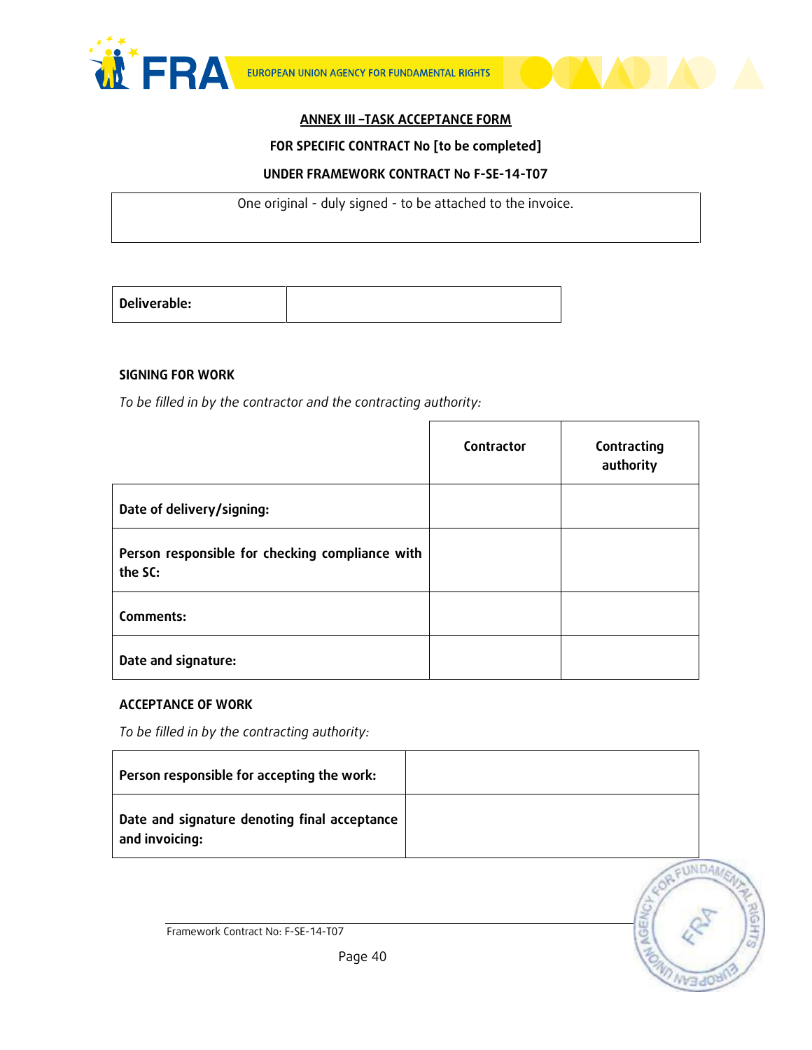**ANNEX III –TASK ACCEPTANCE FORM**

**FOR SPECIFIC CONTRACT No [to be completed]**

**UNDER FRAMEWORK CONTRACT No F-SE-14-T07**

| One original - duly signed - to be attached to the invoice. |
|---|

| **Deliverable:** | |
|---|---|

**SIGNING FOR WORK**

*To be filled in by the contractor and the contracting authority:*

| | **Contractor** | **Contracting authority** |
|---|---|---|
| **Date of delivery/signing:** | | |
| **Person responsible for checking compliance with the SC:** | | |
| **Comments:** | | |
| **Date and signature:** | | |

**ACCEPTANCE OF WORK**

*To be filled in by the contracting authority:*

| **Person responsible for accepting the work:** | |
|---|---|
| **Date and signature denoting final acceptance and invoicing:** | |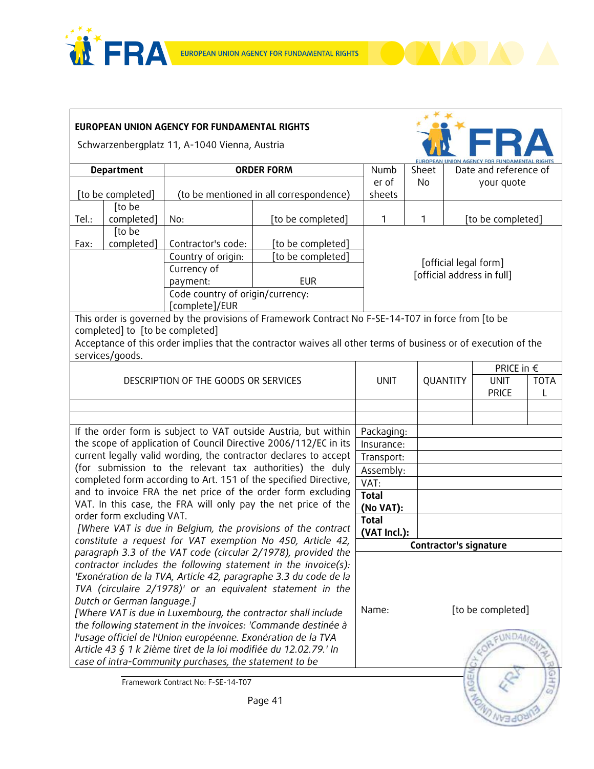**EUROPEAN UNION AGENCY FOR FUNDAMENTAL RIGHTS**

Schwarzenbergplatz 11, A-1040 Vienna, Austria

| Department | | ORDER FORM | | Number of sheets | Sheet No | Date and reference of your quote |
|---|---|---|---|---|---|---|
| [to be completed] | | (to be mentioned in all correspondence) | | | | |
| Tel.: | [to be completed] | No: | [to be completed] | 1 | 1 | [to be completed] |
| Fax: | [to be completed] | Contractor's code: | [to be completed] | [official legal form] [official address in full] | | |
| | | Country of origin: | [to be completed] | | | |
| | | Currency of payment: | EUR | | | |
| | | Code country of origin/currency: [complete]/EUR | | | | |

This order is governed by the provisions of Framework Contract No F-SE-14-T07 in force from [to be completed] to [to be completed]

Acceptance of this order implies that the contractor waives all other terms of business or of execution of the services/goods.

| DESCRIPTION OF THE GOODS OR SERVICES | UNIT | QUANTITY | PRICE in € UNIT PRICE | TOTAL |
|---|---|---|---|---|
| | | | | |
| | | | | |

| | | |
|---|---|---|
| If the order form is subject to VAT outside Austria, but within the scope of application of Council Directive 2006/112/EC in its current legally valid wording, the contractor declares to accept (for submission to the relevant tax authorities) the duly completed form according to Art. 151 of the specified Directive, and to invoice FRA the net price of the order form excluding VAT. In this case, the FRA will only pay the net price of the order form excluding VAT. *[Where VAT is due in Belgium, the provisions of the contract constitute a request for VAT exemption No 450, Article 42, paragraph 3.3 of the VAT code (circular 2/1978), provided the contractor includes the following statement in the invoice(s): 'Exonération de la TVA, Article 42, paragraphe 3.3 du code de la TVA (circulaire 2/1978)' or an equivalent statement in the Dutch or German language.] [Where VAT is due in Luxembourg, the contractor shall include the following statement in the invoices: 'Commande destinée à l'usage officiel de l'Union européenne. Exonération de la TVA Article 43 § 1 k 2ième tiret de la loi modifiée du 12.02.79.' In case of intra-Community purchases, the statement to be* | Packaging: | |
| | Insurance: | |
| | Transport: | |
| | Assembly: | |
| | VAT: | |
| | **Total (No VAT):** | |
| | **Total (VAT Incl.):** | |
| | **Contractor's signature** | |
| | Name: | [to be completed] |

Framework Contract No: F-SE-14-T07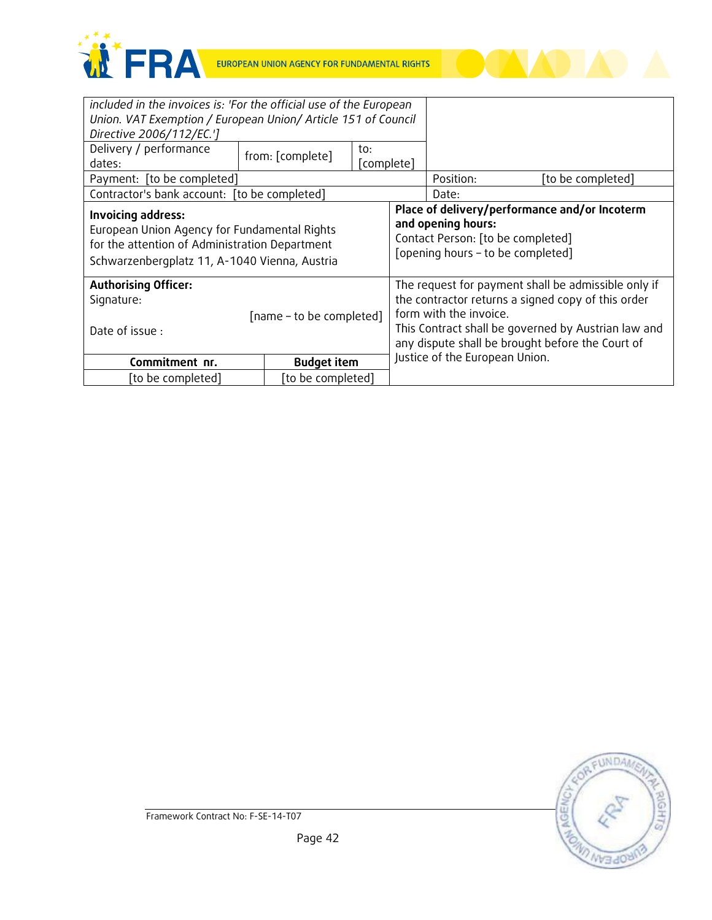| | | | | |
|---|---|---|---|---|
| *included in the invoices is: 'For the official use of the European Union. VAT Exemption / European Union/ Article 151 of Council Directive 2006/112/EC.']* | | | | |
| Delivery / performance dates: | from: [complete] | to: [complete] | | |
| Payment: [to be completed] | | | Position: | [to be completed] |
| Contractor's bank account: [to be completed] | | | Date: | |
| **Invoicing address:**<br>European Union Agency for Fundamental Rights<br>for the attention of Administration Department<br>Schwarzenbergplatz 11, A-1040 Vienna, Austria | | | **Place of delivery/performance and/or Incoterm and opening hours:**<br>Contact Person: [to be completed]<br>[opening hours – to be completed] | |
| **Authorising Officer:**<br>Signature:<br>Date of issue : | [name – to be completed] | | The request for payment shall be admissible only if the contractor returns a signed copy of this order form with the invoice.<br>This Contract shall be governed by Austrian law and any dispute shall be brought before the Court of Justice of the European Union. | |
| **Commitment nr.** | **Budget item** | | | |
| [to be completed] | [to be completed] | | | |

Framework Contract No: F-SE-14-T07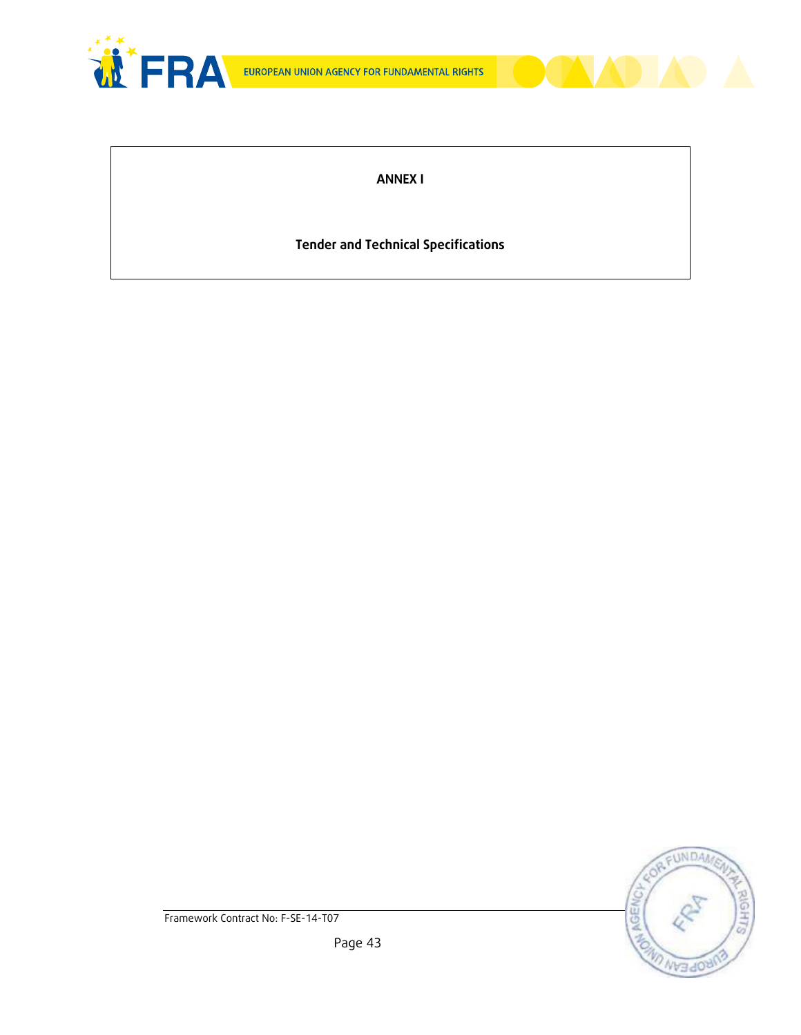**ANNEX I**

**Tender and Technical Specifications**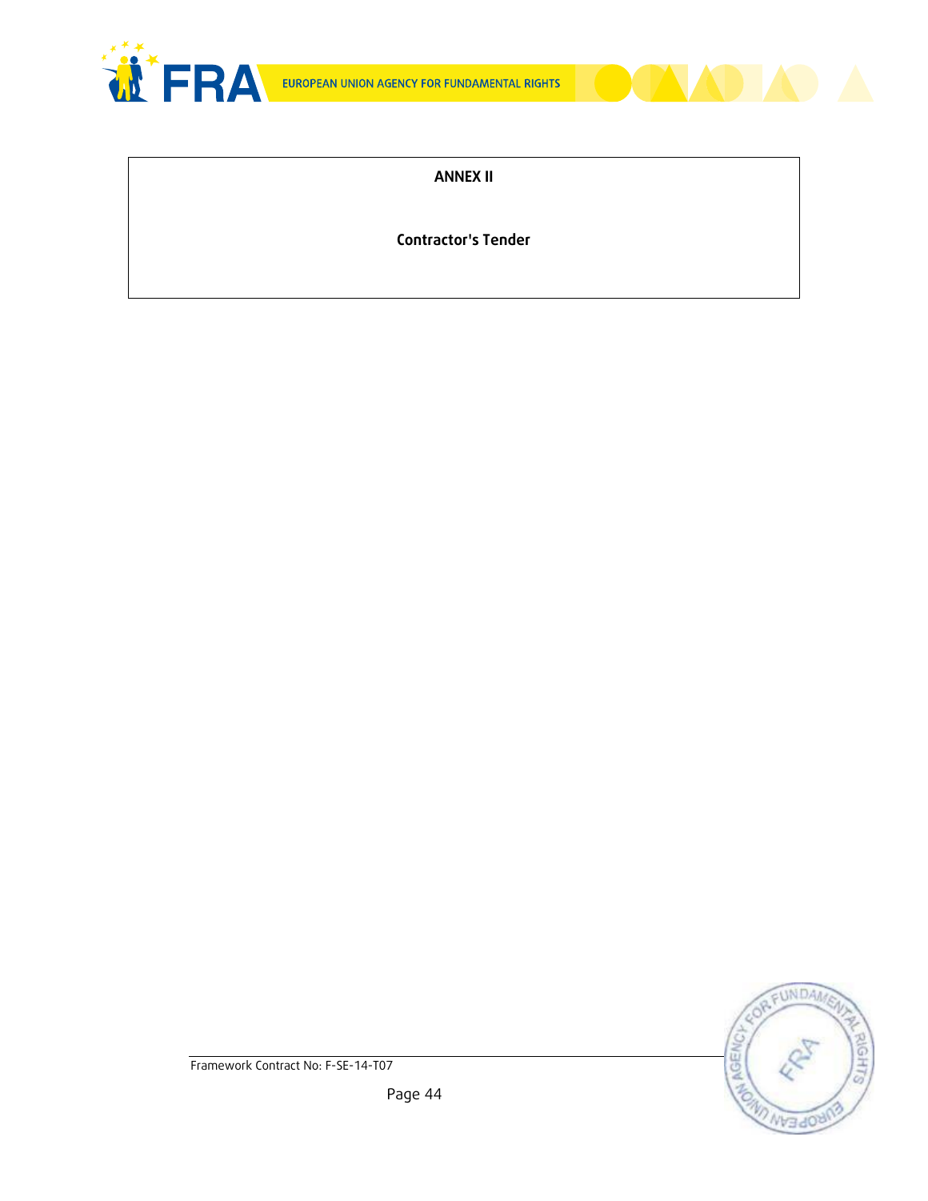**ANNEX II**

**Contractor's Tender**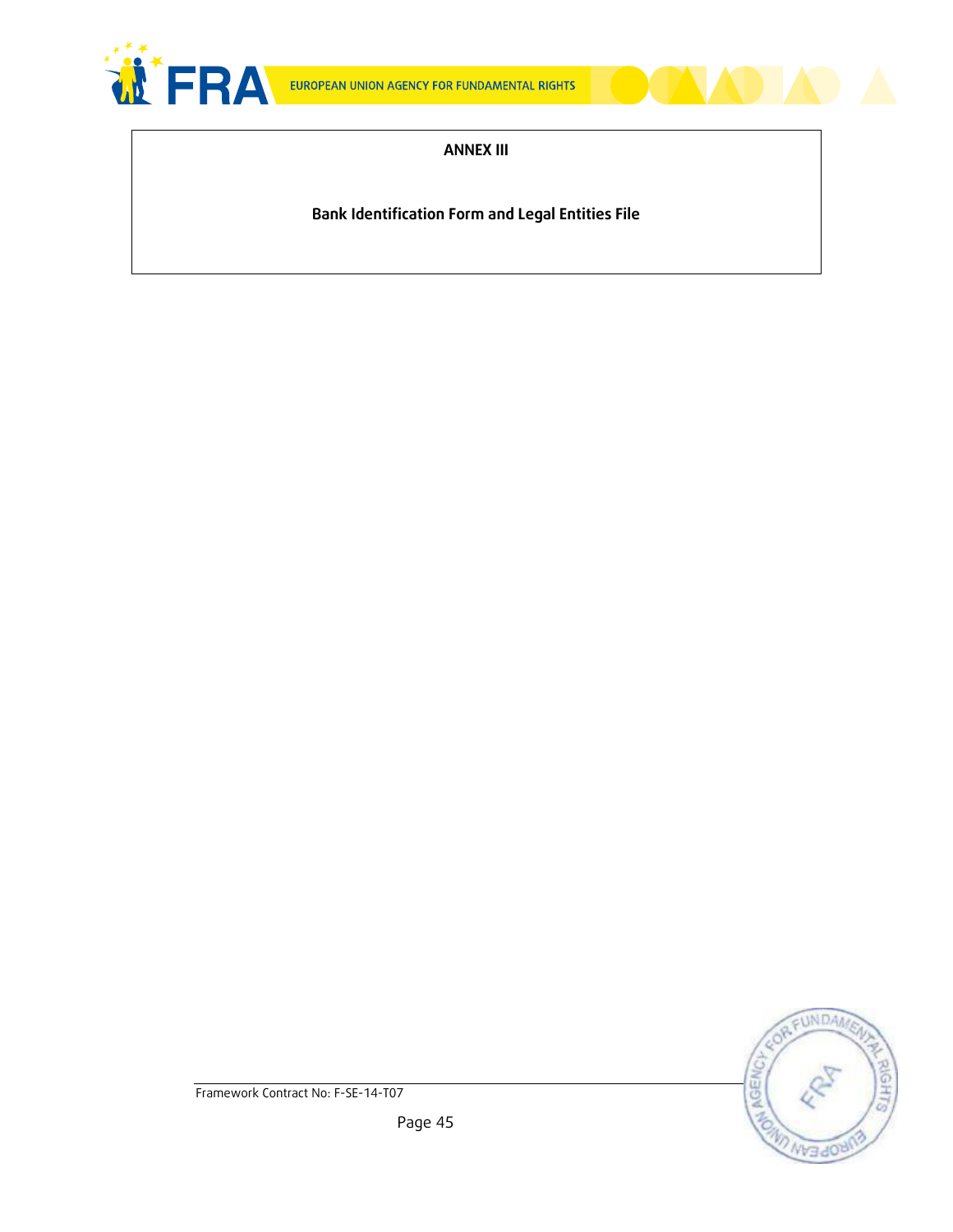**ANNEX III**

**Bank Identification Form and Legal Entities File**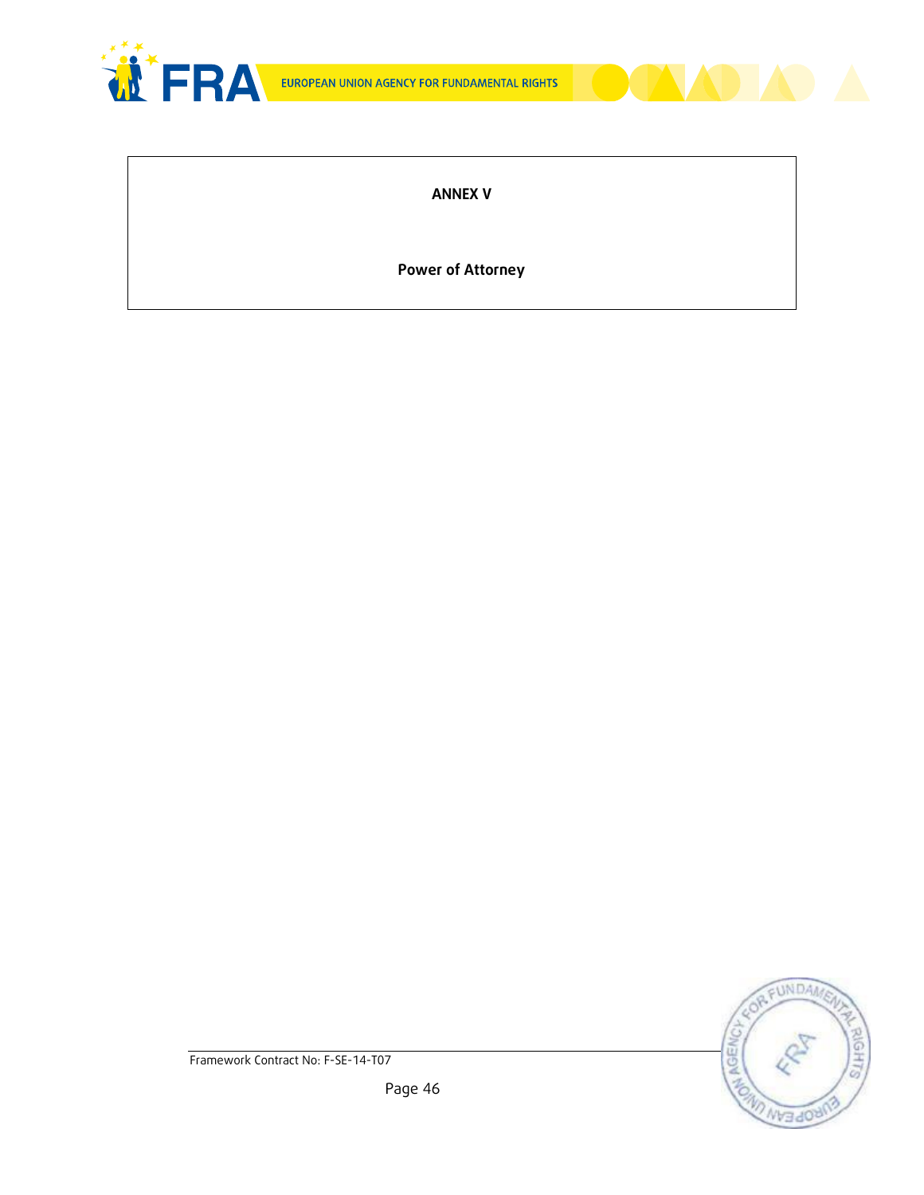**ANNEX V**

**Power of Attorney**